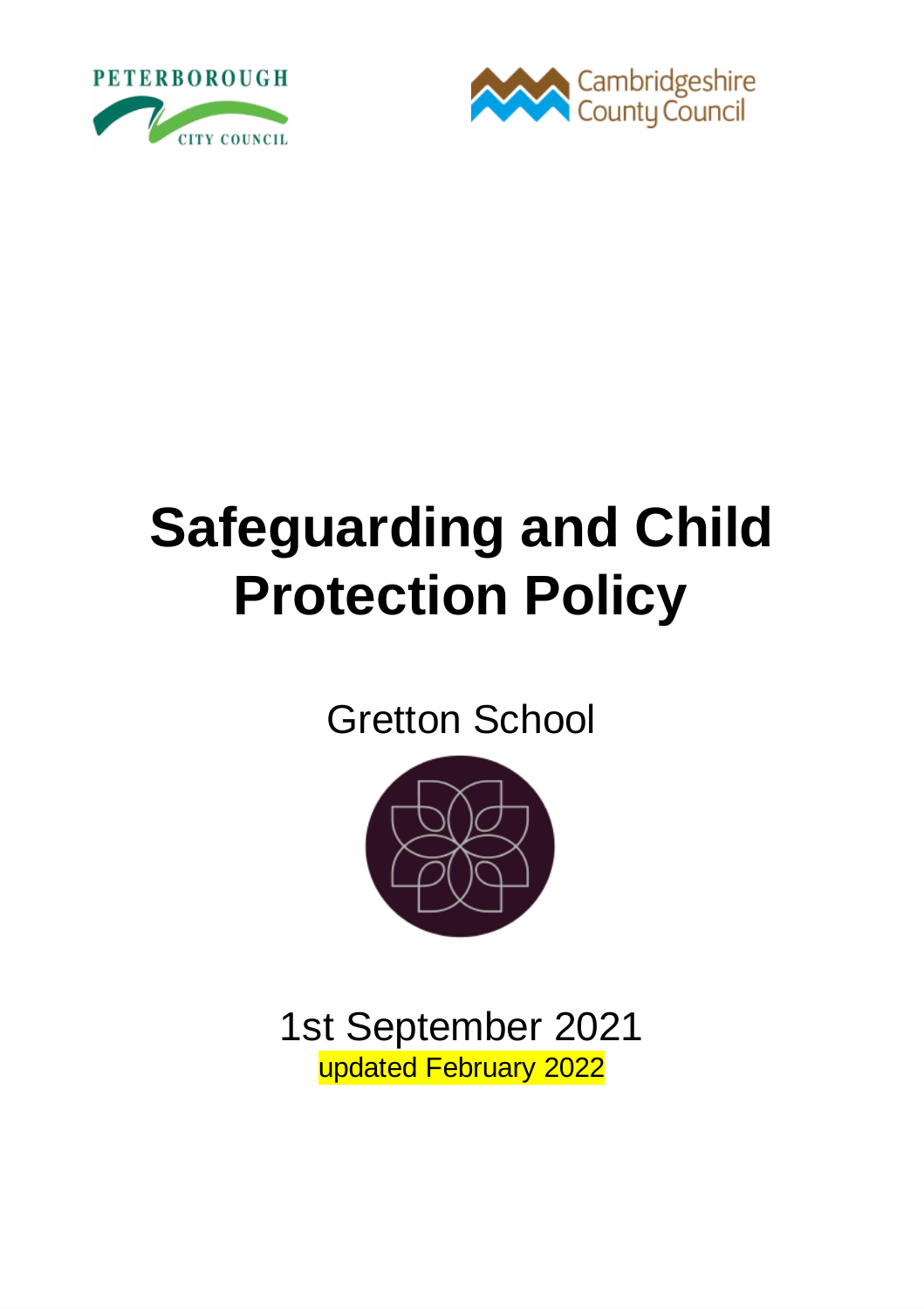PETERBOROUGH CITY COUNCIL

Cambridgeshire County Council

# Safeguarding and Child Protection Policy

Gretton School

1st September 2021

updated February 2022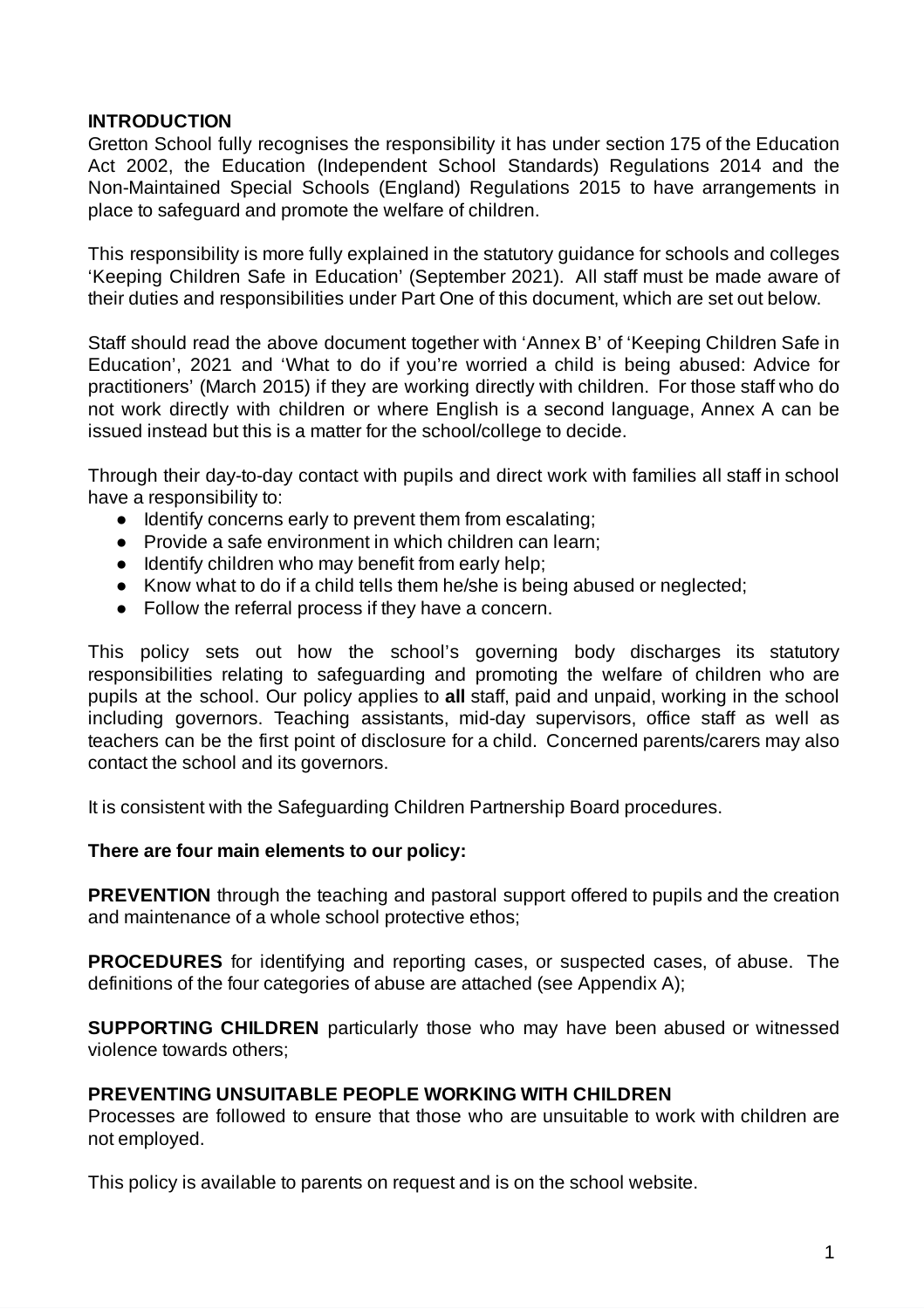## INTRODUCTION

Gretton School fully recognises the responsibility it has under section 175 of the Education Act 2002, the Education (Independent School Standards) Regulations 2014 and the Non-Maintained Special Schools (England) Regulations 2015 to have arrangements in place to safeguard and promote the welfare of children.

This responsibility is more fully explained in the statutory guidance for schools and colleges 'Keeping Children Safe in Education' (September 2021). All staff must be made aware of their duties and responsibilities under Part One of this document, which are set out below.

Staff should read the above document together with 'Annex B' of 'Keeping Children Safe in Education', 2021 and 'What to do if you're worried a child is being abused: Advice for practitioners' (March 2015) if they are working directly with children. For those staff who do not work directly with children or where English is a second language, Annex A can be issued instead but this is a matter for the school/college to decide.

Through their day-to-day contact with pupils and direct work with families all staff in school have a responsibility to:

- Identify concerns early to prevent them from escalating;
- Provide a safe environment in which children can learn;
- Identify children who may benefit from early help;
- Know what to do if a child tells them he/she is being abused or neglected;
- Follow the referral process if they have a concern.

This policy sets out how the school's governing body discharges its statutory responsibilities relating to safeguarding and promoting the welfare of children who are pupils at the school. Our policy applies to **all** staff, paid and unpaid, working in the school including governors. Teaching assistants, mid-day supervisors, office staff as well as teachers can be the first point of disclosure for a child. Concerned parents/carers may also contact the school and its governors.

It is consistent with the Safeguarding Children Partnership Board procedures.

**There are four main elements to our policy:**

**PREVENTION** through the teaching and pastoral support offered to pupils and the creation and maintenance of a whole school protective ethos;

**PROCEDURES** for identifying and reporting cases, or suspected cases, of abuse. The definitions of the four categories of abuse are attached (see Appendix A);

**SUPPORTING CHILDREN** particularly those who may have been abused or witnessed violence towards others;

**PREVENTING UNSUITABLE PEOPLE WORKING WITH CHILDREN**
Processes are followed to ensure that those who are unsuitable to work with children are not employed.

This policy is available to parents on request and is on the school website.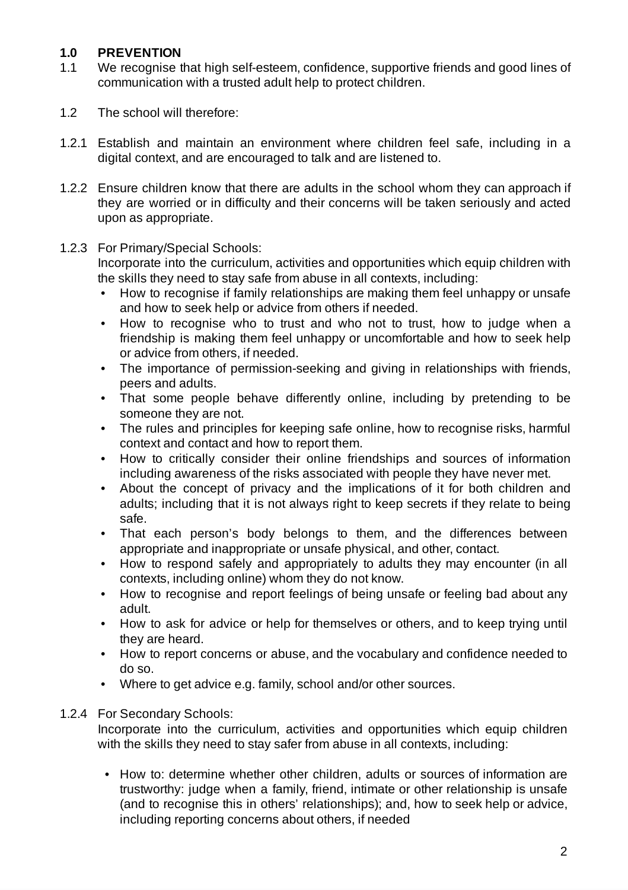## 1.0 PREVENTION

1.1 We recognise that high self-esteem, confidence, supportive friends and good lines of communication with a trusted adult help to protect children.

1.2 The school will therefore:

1.2.1 Establish and maintain an environment where children feel safe, including in a digital context, and are encouraged to talk and are listened to.

1.2.2 Ensure children know that there are adults in the school whom they can approach if they are worried or in difficulty and their concerns will be taken seriously and acted upon as appropriate.

1.2.3 For Primary/Special Schools:
Incorporate into the curriculum, activities and opportunities which equip children with the skills they need to stay safe from abuse in all contexts, including:

- How to recognise if family relationships are making them feel unhappy or unsafe and how to seek help or advice from others if needed.
- How to recognise who to trust and who not to trust, how to judge when a friendship is making them feel unhappy or uncomfortable and how to seek help or advice from others, if needed.
- The importance of permission-seeking and giving in relationships with friends, peers and adults.
- That some people behave differently online, including by pretending to be someone they are not.
- The rules and principles for keeping safe online, how to recognise risks, harmful context and contact and how to report them.
- How to critically consider their online friendships and sources of information including awareness of the risks associated with people they have never met.
- About the concept of privacy and the implications of it for both children and adults; including that it is not always right to keep secrets if they relate to being safe.
- That each person's body belongs to them, and the differences between appropriate and inappropriate or unsafe physical, and other, contact.
- How to respond safely and appropriately to adults they may encounter (in all contexts, including online) whom they do not know.
- How to recognise and report feelings of being unsafe or feeling bad about any adult.
- How to ask for advice or help for themselves or others, and to keep trying until they are heard.
- How to report concerns or abuse, and the vocabulary and confidence needed to do so.
- Where to get advice e.g. family, school and/or other sources.

1.2.4 For Secondary Schools:
Incorporate into the curriculum, activities and opportunities which equip children with the skills they need to stay safer from abuse in all contexts, including:

- How to: determine whether other children, adults or sources of information are trustworthy: judge when a family, friend, intimate or other relationship is unsafe (and to recognise this in others' relationships); and, how to seek help or advice, including reporting concerns about others, if needed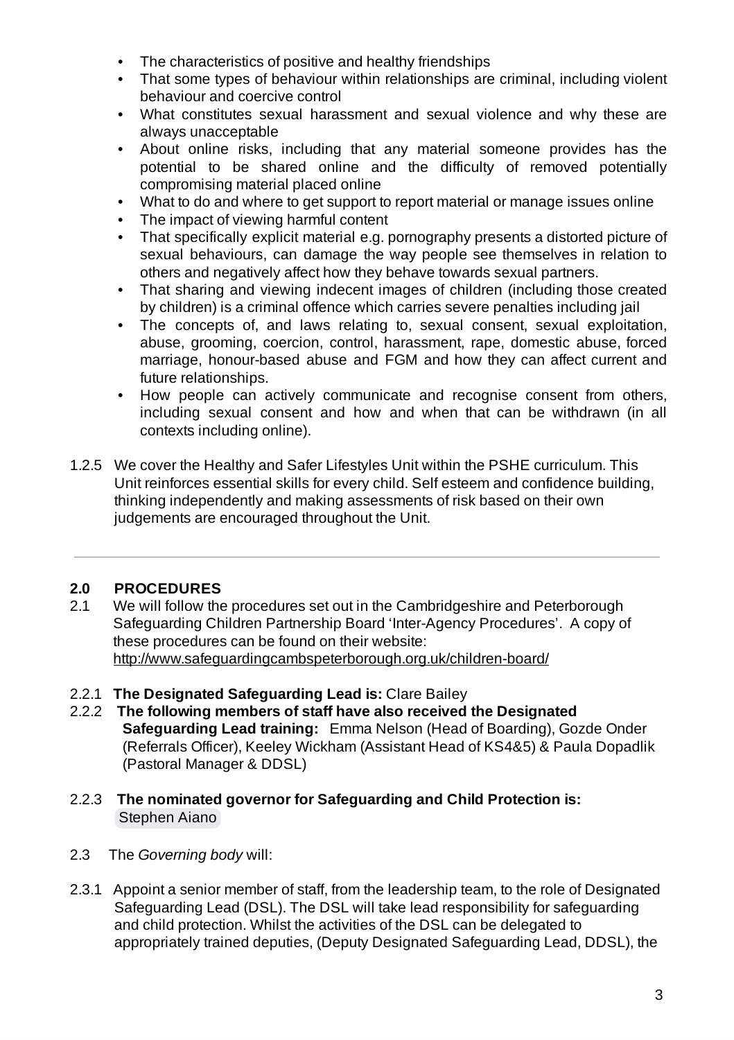- The characteristics of positive and healthy friendships
- That some types of behaviour within relationships are criminal, including violent behaviour and coercive control
- What constitutes sexual harassment and sexual violence and why these are always unacceptable
- About online risks, including that any material someone provides has the potential to be shared online and the difficulty of removed potentially compromising material placed online
- What to do and where to get support to report material or manage issues online
- The impact of viewing harmful content
- That specifically explicit material e.g. pornography presents a distorted picture of sexual behaviours, can damage the way people see themselves in relation to others and negatively affect how they behave towards sexual partners.
- That sharing and viewing indecent images of children (including those created by children) is a criminal offence which carries severe penalties including jail
- The concepts of, and laws relating to, sexual consent, sexual exploitation, abuse, grooming, coercion, control, harassment, rape, domestic abuse, forced marriage, honour-based abuse and FGM and how they can affect current and future relationships.
- How people can actively communicate and recognise consent from others, including sexual consent and how and when that can be withdrawn (in all contexts including online).

1.2.5 We cover the Healthy and Safer Lifestyles Unit within the PSHE curriculum. This Unit reinforces essential skills for every child. Self esteem and confidence building, thinking independently and making assessments of risk based on their own judgements are encouraged throughout the Unit.

---

## 2.0 PROCEDURES

2.1 We will follow the procedures set out in the Cambridgeshire and Peterborough Safeguarding Children Partnership Board 'Inter-Agency Procedures'. A copy of these procedures can be found on their website: http://www.safeguardingcambspeterborough.org.uk/children-board/

2.2.1 **The Designated Safeguarding Lead is:** Clare Bailey

2.2.2 **The following members of staff have also received the Designated Safeguarding Lead training:** Emma Nelson (Head of Boarding), Gozde Onder (Referrals Officer), Keeley Wickham (Assistant Head of KS4&5) & Paula Dopadlik (Pastoral Manager & DDSL)

2.2.3 **The nominated governor for Safeguarding and Child Protection is:** Stephen Aiano

2.3 The *Governing body* will:

2.3.1 Appoint a senior member of staff, from the leadership team, to the role of Designated Safeguarding Lead (DSL). The DSL will take lead responsibility for safeguarding and child protection. Whilst the activities of the DSL can be delegated to appropriately trained deputies, (Deputy Designated Safeguarding Lead, DDSL), the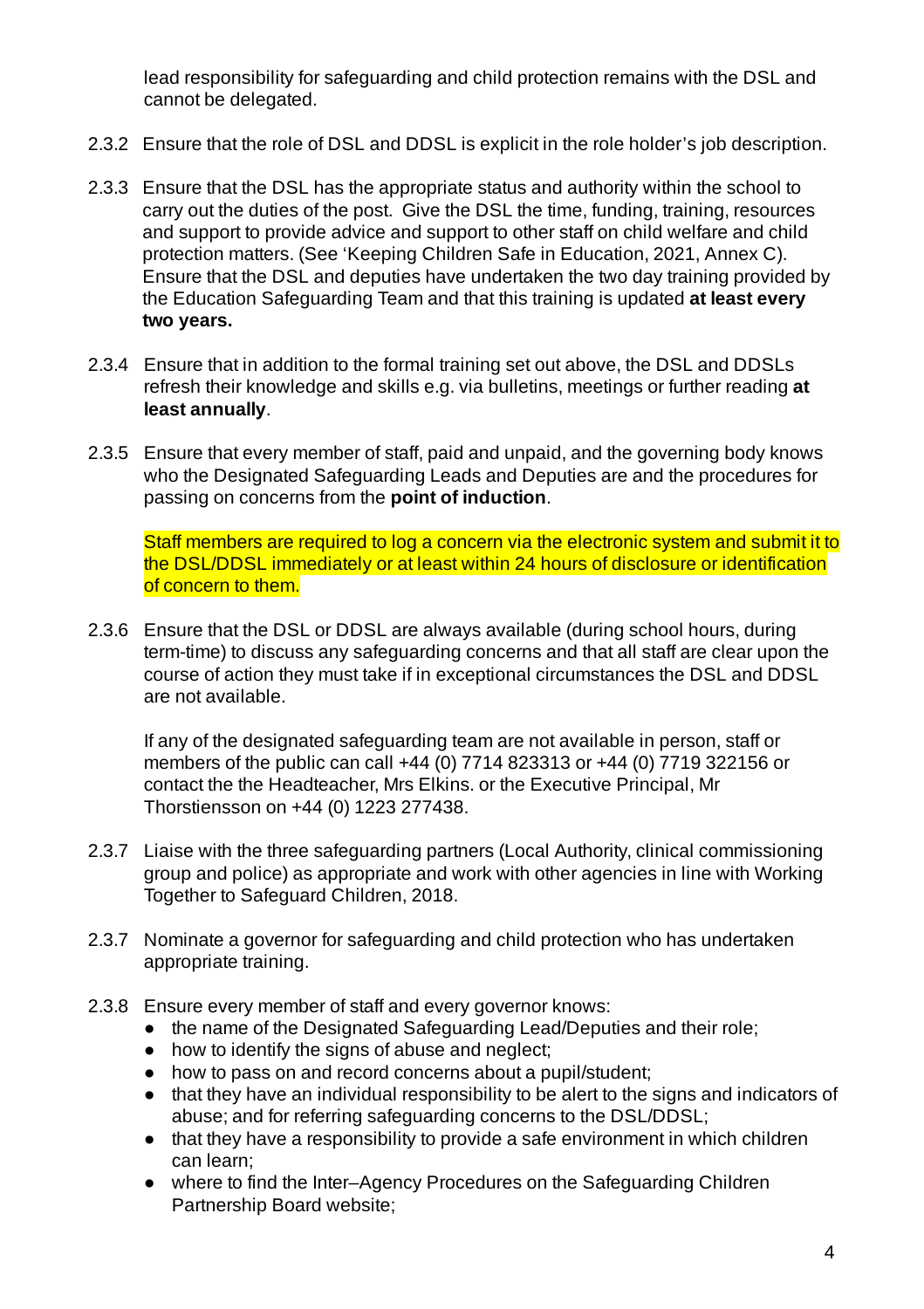lead responsibility for safeguarding and child protection remains with the DSL and cannot be delegated.

2.3.2 Ensure that the role of DSL and DDSL is explicit in the role holder's job description.

2.3.3 Ensure that the DSL has the appropriate status and authority within the school to carry out the duties of the post. Give the DSL the time, funding, training, resources and support to provide advice and support to other staff on child welfare and child protection matters. (See 'Keeping Children Safe in Education, 2021, Annex C). Ensure that the DSL and deputies have undertaken the two day training provided by the Education Safeguarding Team and that this training is updated **at least every two years.**

2.3.4 Ensure that in addition to the formal training set out above, the DSL and DDSLs refresh their knowledge and skills e.g. via bulletins, meetings or further reading **at least annually**.

2.3.5 Ensure that every member of staff, paid and unpaid, and the governing body knows who the Designated Safeguarding Leads and Deputies are and the procedures for passing on concerns from the **point of induction**.

Staff members are required to log a concern via the electronic system and submit it to the DSL/DDSL immediately or at least within 24 hours of disclosure or identification of concern to them.

2.3.6 Ensure that the DSL or DDSL are always available (during school hours, during term-time) to discuss any safeguarding concerns and that all staff are clear upon the course of action they must take if in exceptional circumstances the DSL and DDSL are not available.

If any of the designated safeguarding team are not available in person, staff or members of the public can call +44 (0) 7714 823313 or +44 (0) 7719 322156 or contact the the Headteacher, Mrs Elkins. or the Executive Principal, Mr Thorstiensson on +44 (0) 1223 277438.

2.3.7 Liaise with the three safeguarding partners (Local Authority, clinical commissioning group and police) as appropriate and work with other agencies in line with Working Together to Safeguard Children, 2018.

2.3.7 Nominate a governor for safeguarding and child protection who has undertaken appropriate training.

2.3.8 Ensure every member of staff and every governor knows:

- the name of the Designated Safeguarding Lead/Deputies and their role;
- how to identify the signs of abuse and neglect;
- how to pass on and record concerns about a pupil/student;
- that they have an individual responsibility to be alert to the signs and indicators of abuse; and for referring safeguarding concerns to the DSL/DDSL;
- that they have a responsibility to provide a safe environment in which children can learn;
- where to find the Inter–Agency Procedures on the Safeguarding Children Partnership Board website;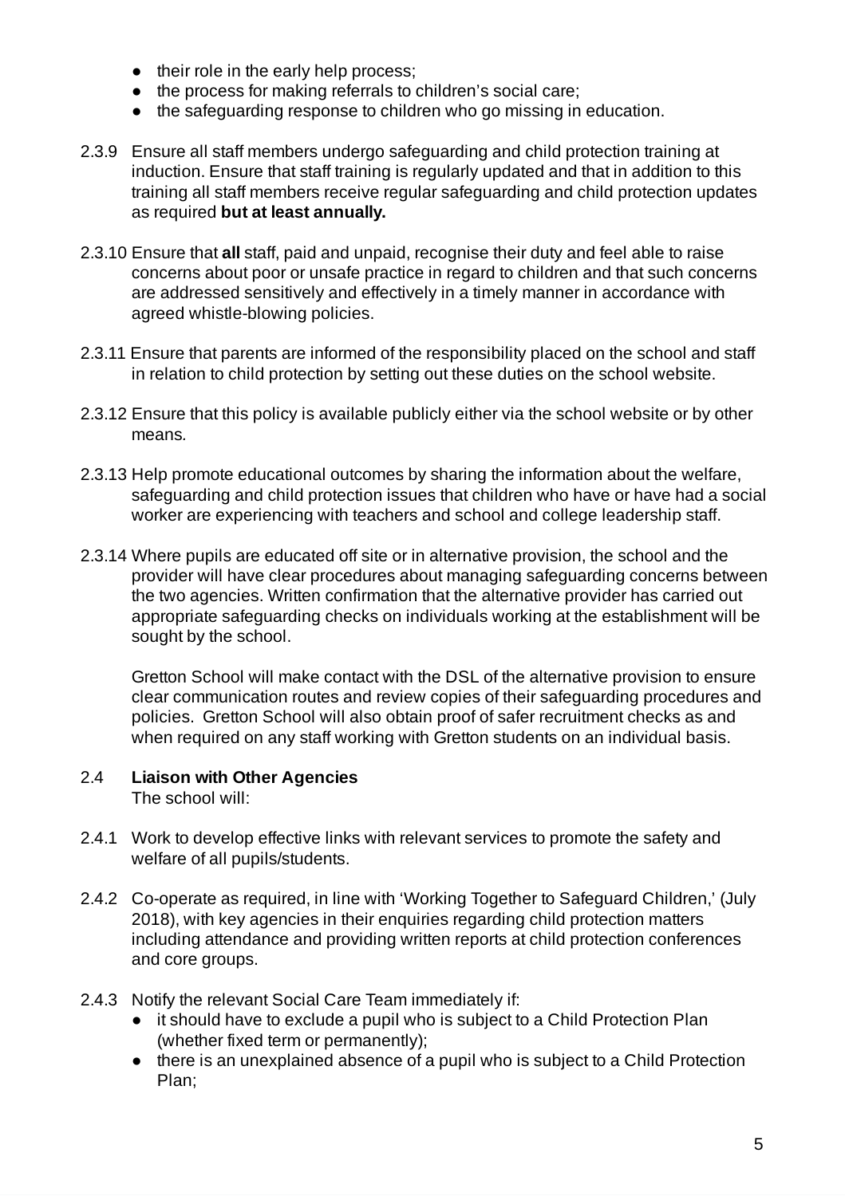- their role in the early help process;
- the process for making referrals to children's social care;
- the safeguarding response to children who go missing in education.

2.3.9 Ensure all staff members undergo safeguarding and child protection training at induction. Ensure that staff training is regularly updated and that in addition to this training all staff members receive regular safeguarding and child protection updates as required **but at least annually.**

2.3.10 Ensure that **all** staff, paid and unpaid, recognise their duty and feel able to raise concerns about poor or unsafe practice in regard to children and that such concerns are addressed sensitively and effectively in a timely manner in accordance with agreed whistle-blowing policies.

2.3.11 Ensure that parents are informed of the responsibility placed on the school and staff in relation to child protection by setting out these duties on the school website.

2.3.12 Ensure that this policy is available publicly either via the school website or by other means.

2.3.13 Help promote educational outcomes by sharing the information about the welfare, safeguarding and child protection issues that children who have or have had a social worker are experiencing with teachers and school and college leadership staff.

2.3.14 Where pupils are educated off site or in alternative provision, the school and the provider will have clear procedures about managing safeguarding concerns between the two agencies. Written confirmation that the alternative provider has carried out appropriate safeguarding checks on individuals working at the establishment will be sought by the school.

Gretton School will make contact with the DSL of the alternative provision to ensure clear communication routes and review copies of their safeguarding procedures and policies. Gretton School will also obtain proof of safer recruitment checks as and when required on any staff working with Gretton students on an individual basis.

## 2.4 Liaison with Other Agencies

The school will:

2.4.1 Work to develop effective links with relevant services to promote the safety and welfare of all pupils/students.

2.4.2 Co-operate as required, in line with 'Working Together to Safeguard Children,' (July 2018), with key agencies in their enquiries regarding child protection matters including attendance and providing written reports at child protection conferences and core groups.

2.4.3 Notify the relevant Social Care Team immediately if:

- it should have to exclude a pupil who is subject to a Child Protection Plan (whether fixed term or permanently);
- there is an unexplained absence of a pupil who is subject to a Child Protection Plan;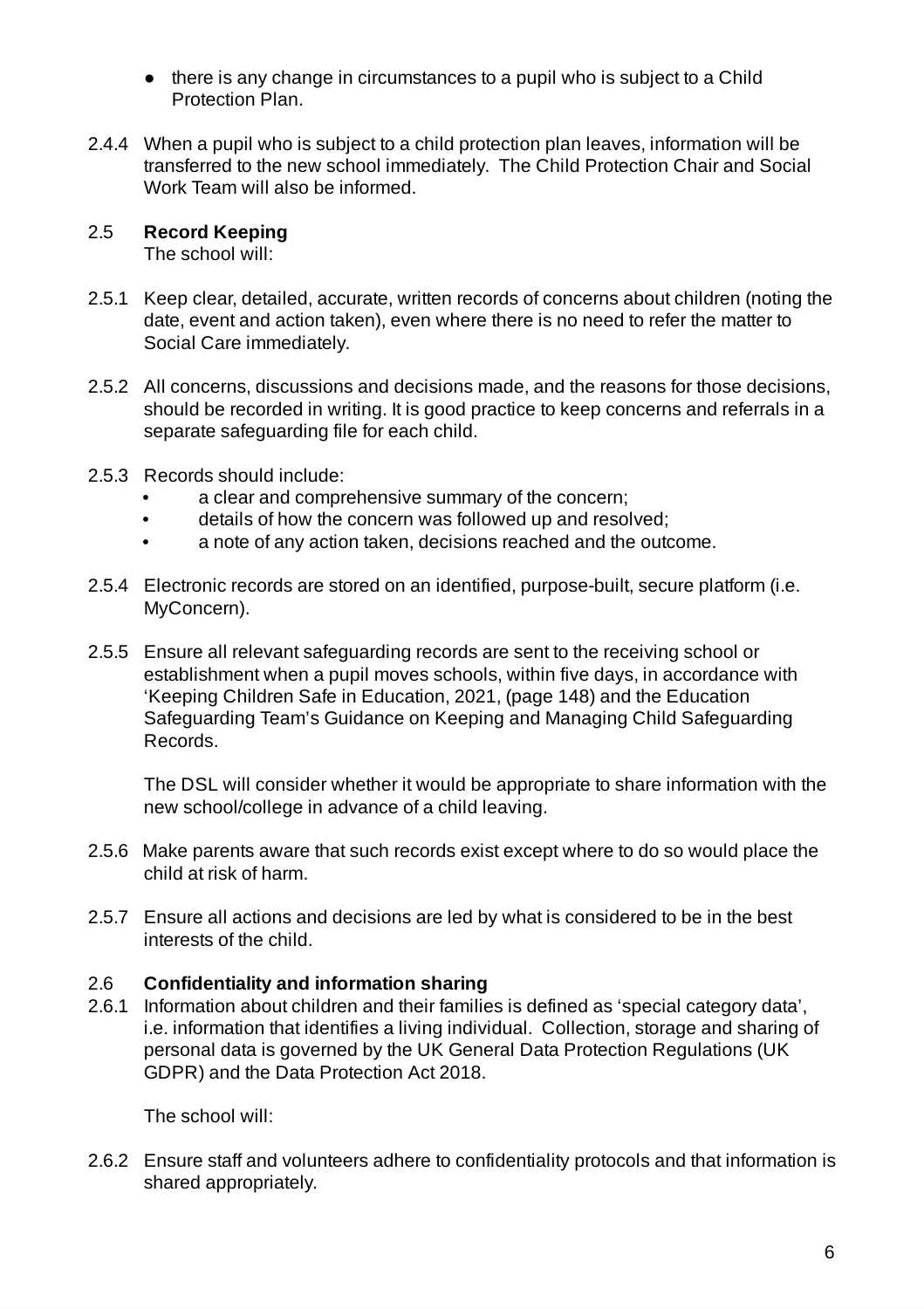- there is any change in circumstances to a pupil who is subject to a Child Protection Plan.

2.4.4 When a pupil who is subject to a child protection plan leaves, information will be transferred to the new school immediately. The Child Protection Chair and Social Work Team will also be informed.

## 2.5 **Record Keeping**

The school will:

2.5.1 Keep clear, detailed, accurate, written records of concerns about children (noting the date, event and action taken), even where there is no need to refer the matter to Social Care immediately.

2.5.2 All concerns, discussions and decisions made, and the reasons for those decisions, should be recorded in writing. It is good practice to keep concerns and referrals in a separate safeguarding file for each child.

2.5.3 Records should include:

- a clear and comprehensive summary of the concern;
- details of how the concern was followed up and resolved;
- a note of any action taken, decisions reached and the outcome.

2.5.4 Electronic records are stored on an identified, purpose-built, secure platform (i.e. MyConcern).

2.5.5 Ensure all relevant safeguarding records are sent to the receiving school or establishment when a pupil moves schools, within five days, in accordance with 'Keeping Children Safe in Education, 2021, (page 148) and the Education Safeguarding Team's Guidance on Keeping and Managing Child Safeguarding Records.

The DSL will consider whether it would be appropriate to share information with the new school/college in advance of a child leaving.

2.5.6 Make parents aware that such records exist except where to do so would place the child at risk of harm.

2.5.7 Ensure all actions and decisions are led by what is considered to be in the best interests of the child.

## 2.6 **Confidentiality and information sharing**

2.6.1 Information about children and their families is defined as 'special category data', i.e. information that identifies a living individual. Collection, storage and sharing of personal data is governed by the UK General Data Protection Regulations (UK GDPR) and the Data Protection Act 2018.

The school will:

2.6.2 Ensure staff and volunteers adhere to confidentiality protocols and that information is shared appropriately.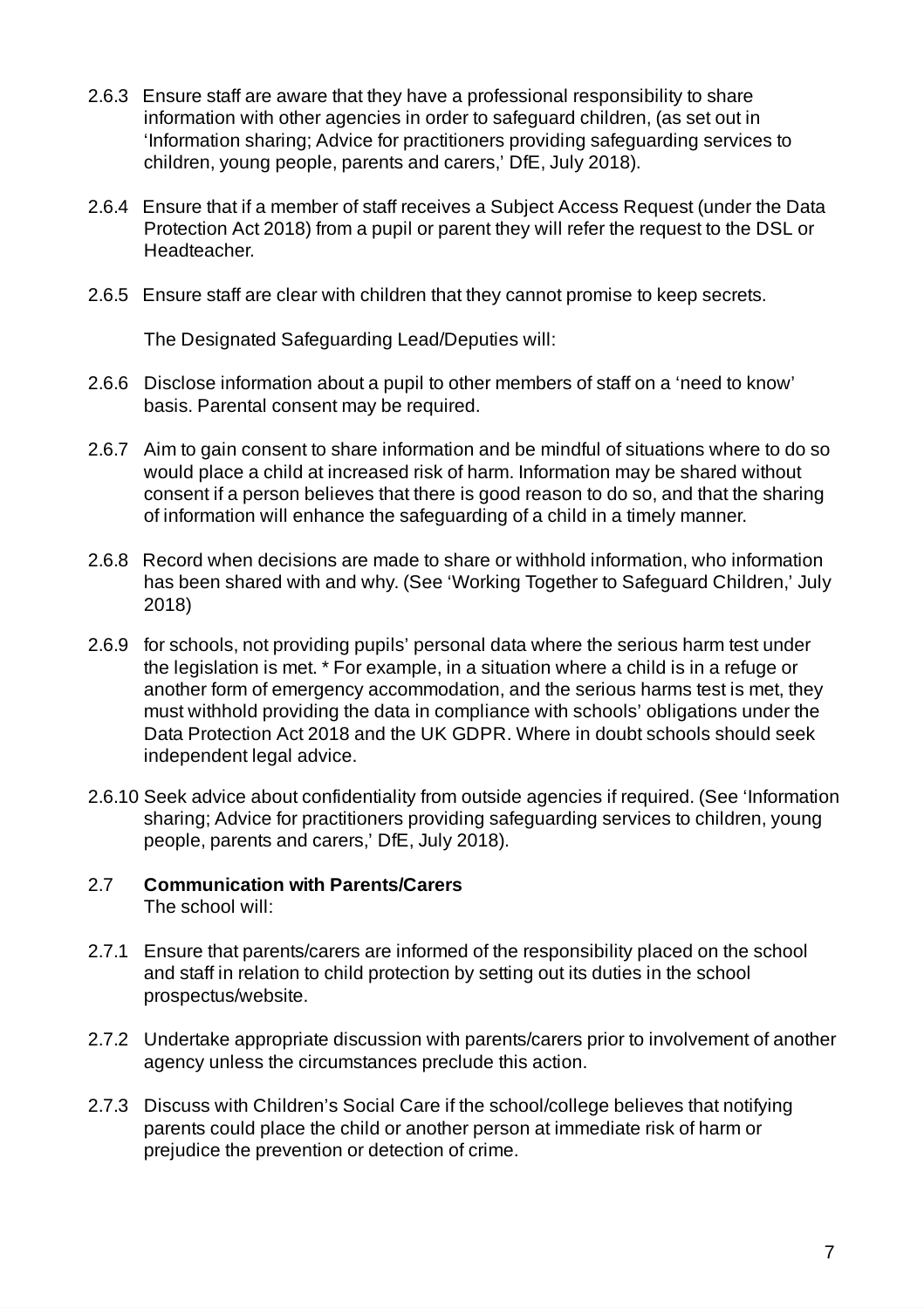2.6.3 Ensure staff are aware that they have a professional responsibility to share information with other agencies in order to safeguard children, (as set out in 'Information sharing; Advice for practitioners providing safeguarding services to children, young people, parents and carers,' DfE, July 2018).

2.6.4 Ensure that if a member of staff receives a Subject Access Request (under the Data Protection Act 2018) from a pupil or parent they will refer the request to the DSL or Headteacher.

2.6.5 Ensure staff are clear with children that they cannot promise to keep secrets.

The Designated Safeguarding Lead/Deputies will:

2.6.6 Disclose information about a pupil to other members of staff on a 'need to know' basis. Parental consent may be required.

2.6.7 Aim to gain consent to share information and be mindful of situations where to do so would place a child at increased risk of harm. Information may be shared without consent if a person believes that there is good reason to do so, and that the sharing of information will enhance the safeguarding of a child in a timely manner.

2.6.8 Record when decisions are made to share or withhold information, who information has been shared with and why. (See 'Working Together to Safeguard Children,' July 2018)

2.6.9 for schools, not providing pupils' personal data where the serious harm test under the legislation is met. * For example, in a situation where a child is in a refuge or another form of emergency accommodation, and the serious harms test is met, they must withhold providing the data in compliance with schools' obligations under the Data Protection Act 2018 and the UK GDPR. Where in doubt schools should seek independent legal advice.

2.6.10 Seek advice about confidentiality from outside agencies if required. (See 'Information sharing; Advice for practitioners providing safeguarding services to children, young people, parents and carers,' DfE, July 2018).

## 2.7 **Communication with Parents/Carers**

The school will:

2.7.1 Ensure that parents/carers are informed of the responsibility placed on the school and staff in relation to child protection by setting out its duties in the school prospectus/website.

2.7.2 Undertake appropriate discussion with parents/carers prior to involvement of another agency unless the circumstances preclude this action.

2.7.3 Discuss with Children's Social Care if the school/college believes that notifying parents could place the child or another person at immediate risk of harm or prejudice the prevention or detection of crime.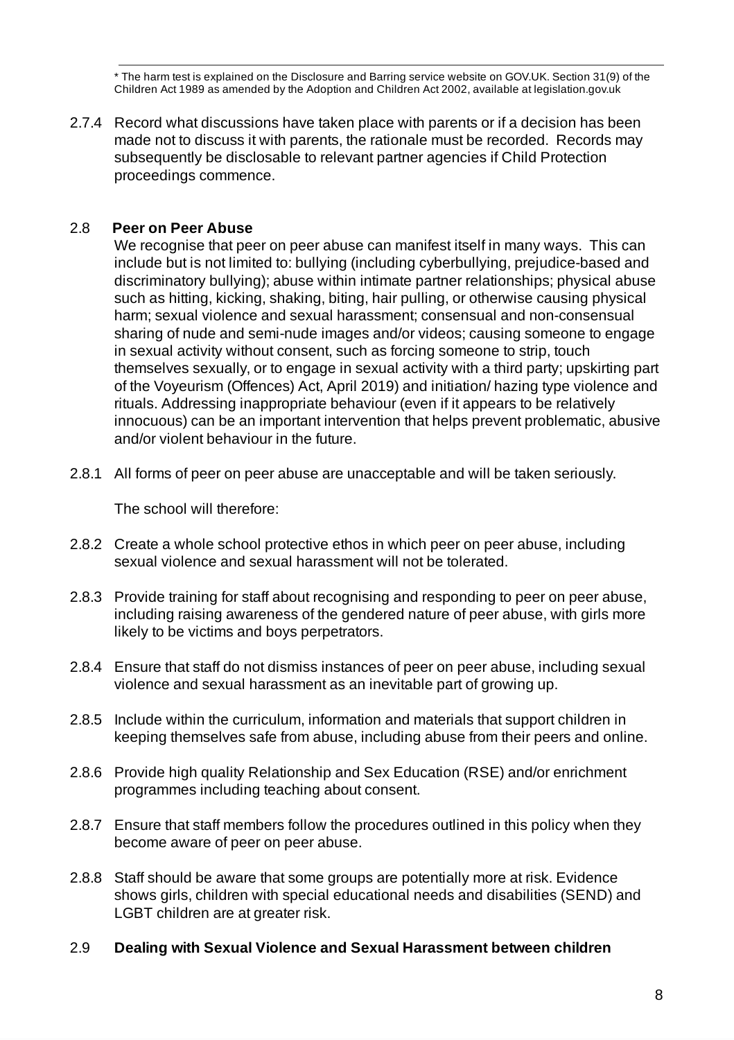* The harm test is explained on the Disclosure and Barring service website on GOV.UK. Section 31(9) of the Children Act 1989 as amended by the Adoption and Children Act 2002, available at legislation.gov.uk

2.7.4 Record what discussions have taken place with parents or if a decision has been made not to discuss it with parents, the rationale must be recorded. Records may subsequently be disclosable to relevant partner agencies if Child Protection proceedings commence.

### 2.8 Peer on Peer Abuse

We recognise that peer on peer abuse can manifest itself in many ways. This can include but is not limited to: bullying (including cyberbullying, prejudice-based and discriminatory bullying); abuse within intimate partner relationships; physical abuse such as hitting, kicking, shaking, biting, hair pulling, or otherwise causing physical harm; sexual violence and sexual harassment; consensual and non-consensual sharing of nude and semi-nude images and/or videos; causing someone to engage in sexual activity without consent, such as forcing someone to strip, touch themselves sexually, or to engage in sexual activity with a third party; upskirting part of the Voyeurism (Offences) Act, April 2019) and initiation/ hazing type violence and rituals. Addressing inappropriate behaviour (even if it appears to be relatively innocuous) can be an important intervention that helps prevent problematic, abusive and/or violent behaviour in the future.

2.8.1 All forms of peer on peer abuse are unacceptable and will be taken seriously.

The school will therefore:

2.8.2 Create a whole school protective ethos in which peer on peer abuse, including sexual violence and sexual harassment will not be tolerated.

2.8.3 Provide training for staff about recognising and responding to peer on peer abuse, including raising awareness of the gendered nature of peer abuse, with girls more likely to be victims and boys perpetrators.

2.8.4 Ensure that staff do not dismiss instances of peer on peer abuse, including sexual violence and sexual harassment as an inevitable part of growing up.

2.8.5 Include within the curriculum, information and materials that support children in keeping themselves safe from abuse, including abuse from their peers and online.

2.8.6 Provide high quality Relationship and Sex Education (RSE) and/or enrichment programmes including teaching about consent.

2.8.7 Ensure that staff members follow the procedures outlined in this policy when they become aware of peer on peer abuse.

2.8.8 Staff should be aware that some groups are potentially more at risk. Evidence shows girls, children with special educational needs and disabilities (SEND) and LGBT children are at greater risk.

### 2.9 Dealing with Sexual Violence and Sexual Harassment between children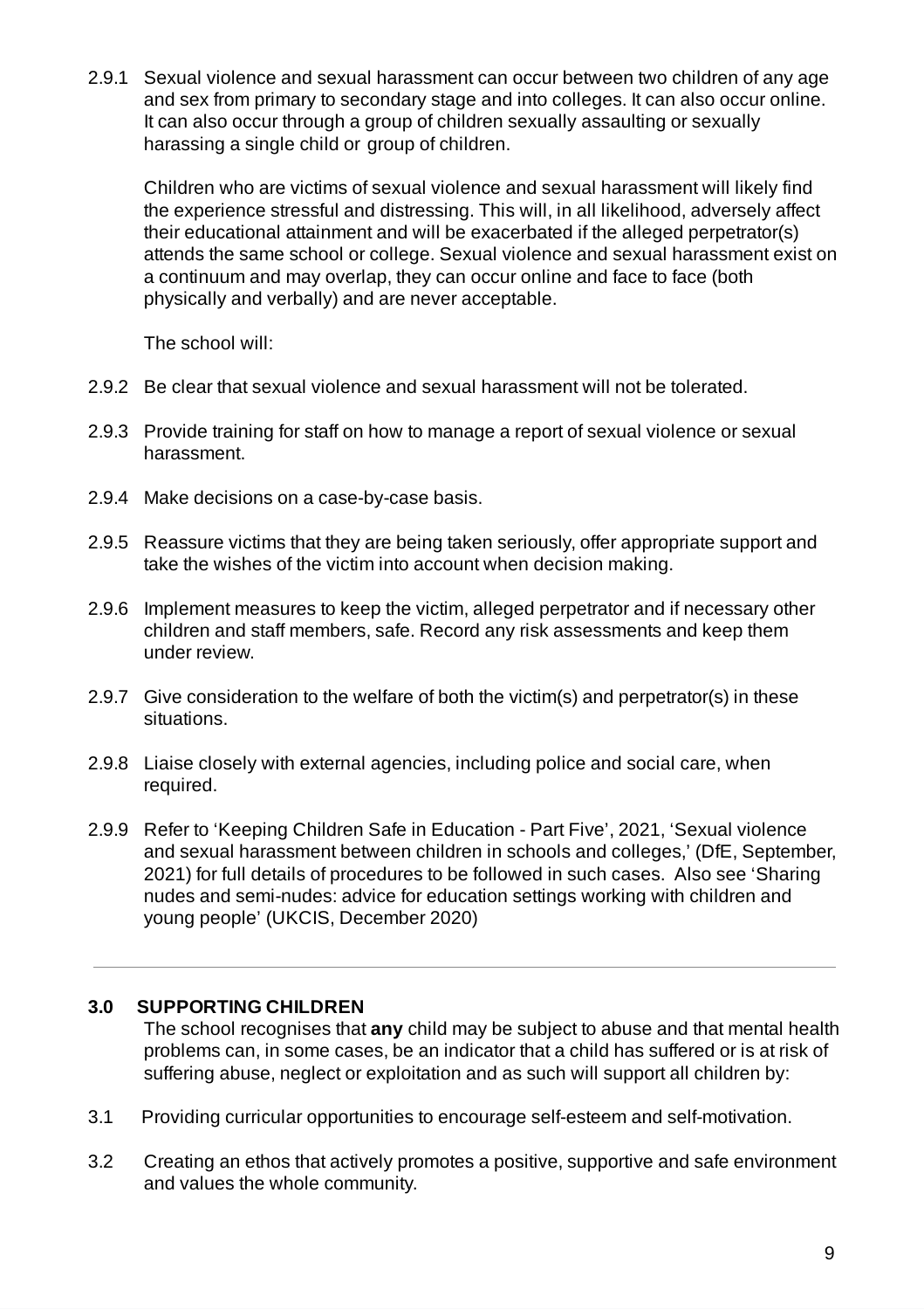2.9.1 Sexual violence and sexual harassment can occur between two children of any age and sex from primary to secondary stage and into colleges. It can also occur online. It can also occur through a group of children sexually assaulting or sexually harassing a single child or group of children.

Children who are victims of sexual violence and sexual harassment will likely find the experience stressful and distressing. This will, in all likelihood, adversely affect their educational attainment and will be exacerbated if the alleged perpetrator(s) attends the same school or college. Sexual violence and sexual harassment exist on a continuum and may overlap, they can occur online and face to face (both physically and verbally) and are never acceptable.

The school will:

2.9.2 Be clear that sexual violence and sexual harassment will not be tolerated.

2.9.3 Provide training for staff on how to manage a report of sexual violence or sexual harassment.

2.9.4 Make decisions on a case-by-case basis.

2.9.5 Reassure victims that they are being taken seriously, offer appropriate support and take the wishes of the victim into account when decision making.

2.9.6 Implement measures to keep the victim, alleged perpetrator and if necessary other children and staff members, safe. Record any risk assessments and keep them under review.

2.9.7 Give consideration to the welfare of both the victim(s) and perpetrator(s) in these situations.

2.9.8 Liaise closely with external agencies, including police and social care, when required.

2.9.9 Refer to 'Keeping Children Safe in Education - Part Five', 2021, 'Sexual violence and sexual harassment between children in schools and colleges,' (DfE, September, 2021) for full details of procedures to be followed in such cases. Also see 'Sharing nudes and semi-nudes: advice for education settings working with children and young people' (UKCIS, December 2020)

---

## 3.0 SUPPORTING CHILDREN

The school recognises that **any** child may be subject to abuse and that mental health problems can, in some cases, be an indicator that a child has suffered or is at risk of suffering abuse, neglect or exploitation and as such will support all children by:

3.1 Providing curricular opportunities to encourage self-esteem and self-motivation.

3.2 Creating an ethos that actively promotes a positive, supportive and safe environment and values the whole community.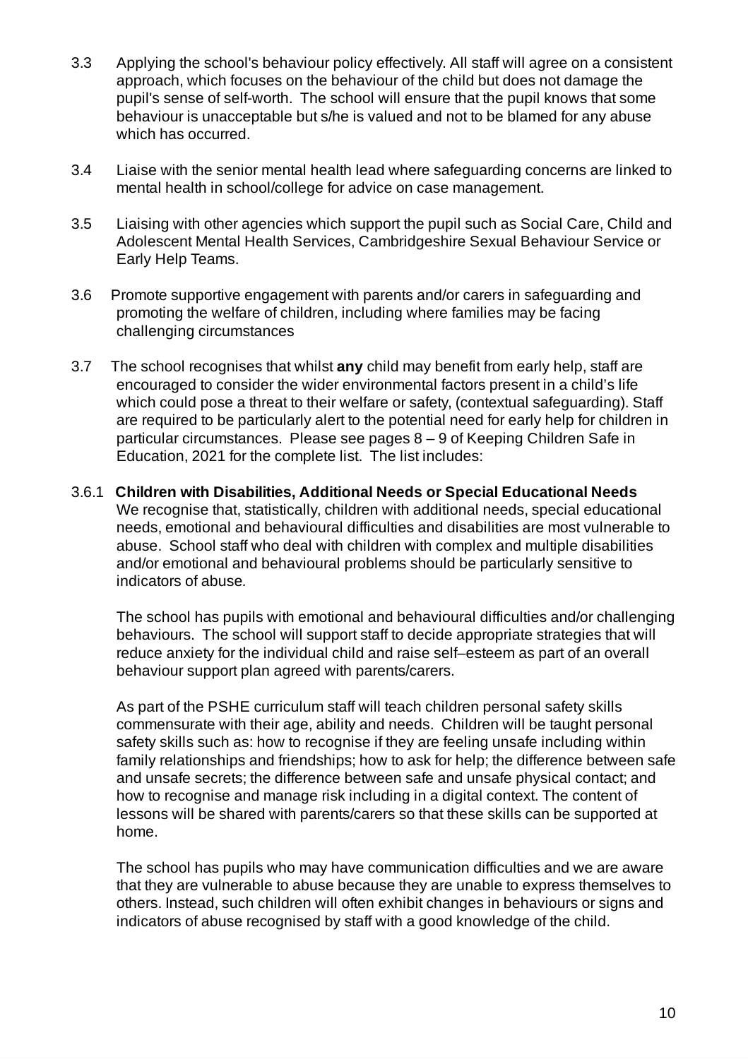3.3 Applying the school's behaviour policy effectively. All staff will agree on a consistent approach, which focuses on the behaviour of the child but does not damage the pupil's sense of self-worth. The school will ensure that the pupil knows that some behaviour is unacceptable but s/he is valued and not to be blamed for any abuse which has occurred.

3.4 Liaise with the senior mental health lead where safeguarding concerns are linked to mental health in school/college for advice on case management.

3.5 Liaising with other agencies which support the pupil such as Social Care, Child and Adolescent Mental Health Services, Cambridgeshire Sexual Behaviour Service or Early Help Teams.

3.6 Promote supportive engagement with parents and/or carers in safeguarding and promoting the welfare of children, including where families may be facing challenging circumstances

3.7 The school recognises that whilst **any** child may benefit from early help, staff are encouraged to consider the wider environmental factors present in a child's life which could pose a threat to their welfare or safety, (contextual safeguarding). Staff are required to be particularly alert to the potential need for early help for children in particular circumstances. Please see pages 8 – 9 of Keeping Children Safe in Education, 2021 for the complete list. The list includes:

3.6.1 **Children with Disabilities, Additional Needs or Special Educational Needs**

We recognise that, statistically, children with additional needs, special educational needs, emotional and behavioural difficulties and disabilities are most vulnerable to abuse. School staff who deal with children with complex and multiple disabilities and/or emotional and behavioural problems should be particularly sensitive to indicators of abuse.

The school has pupils with emotional and behavioural difficulties and/or challenging behaviours. The school will support staff to decide appropriate strategies that will reduce anxiety for the individual child and raise self–esteem as part of an overall behaviour support plan agreed with parents/carers.

As part of the PSHE curriculum staff will teach children personal safety skills commensurate with their age, ability and needs. Children will be taught personal safety skills such as: how to recognise if they are feeling unsafe including within family relationships and friendships; how to ask for help; the difference between safe and unsafe secrets; the difference between safe and unsafe physical contact; and how to recognise and manage risk including in a digital context. The content of lessons will be shared with parents/carers so that these skills can be supported at home.

The school has pupils who may have communication difficulties and we are aware that they are vulnerable to abuse because they are unable to express themselves to others. Instead, such children will often exhibit changes in behaviours or signs and indicators of abuse recognised by staff with a good knowledge of the child.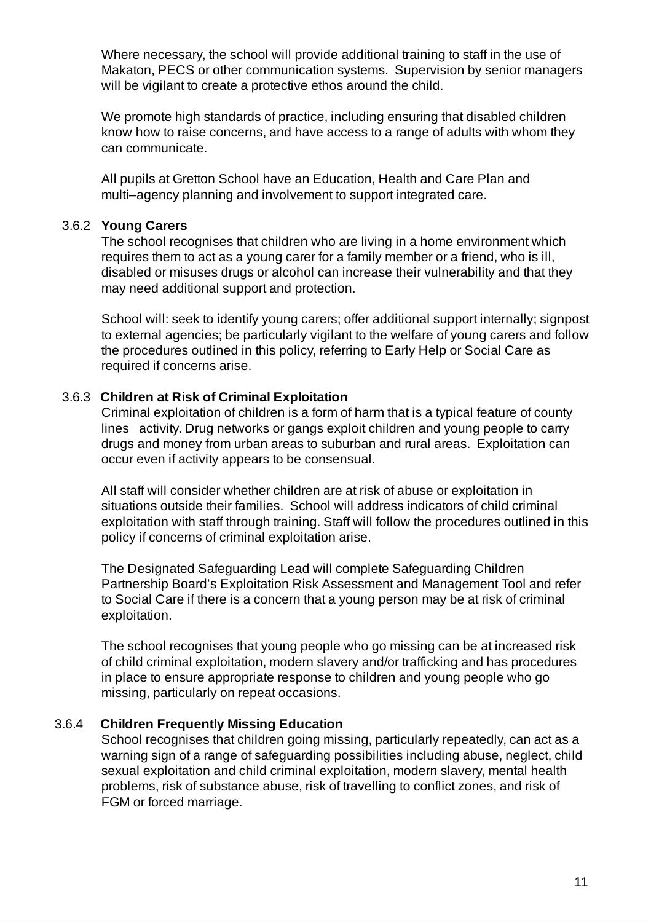Where necessary, the school will provide additional training to staff in the use of Makaton, PECS or other communication systems. Supervision by senior managers will be vigilant to create a protective ethos around the child.

We promote high standards of practice, including ensuring that disabled children know how to raise concerns, and have access to a range of adults with whom they can communicate.

All pupils at Gretton School have an Education, Health and Care Plan and multi–agency planning and involvement to support integrated care.

#### 3.6.2 **Young Carers**

The school recognises that children who are living in a home environment which requires them to act as a young carer for a family member or a friend, who is ill, disabled or misuses drugs or alcohol can increase their vulnerability and that they may need additional support and protection.

School will: seek to identify young carers; offer additional support internally; signpost to external agencies; be particularly vigilant to the welfare of young carers and follow the procedures outlined in this policy, referring to Early Help or Social Care as required if concerns arise.

#### 3.6.3 **Children at Risk of Criminal Exploitation**

Criminal exploitation of children is a form of harm that is a typical feature of county lines activity. Drug networks or gangs exploit children and young people to carry drugs and money from urban areas to suburban and rural areas. Exploitation can occur even if activity appears to be consensual.

All staff will consider whether children are at risk of abuse or exploitation in situations outside their families. School will address indicators of child criminal exploitation with staff through training. Staff will follow the procedures outlined in this policy if concerns of criminal exploitation arise.

The Designated Safeguarding Lead will complete Safeguarding Children Partnership Board's Exploitation Risk Assessment and Management Tool and refer to Social Care if there is a concern that a young person may be at risk of criminal exploitation.

The school recognises that young people who go missing can be at increased risk of child criminal exploitation, modern slavery and/or trafficking and has procedures in place to ensure appropriate response to children and young people who go missing, particularly on repeat occasions.

#### 3.6.4 **Children Frequently Missing Education**

School recognises that children going missing, particularly repeatedly, can act as a warning sign of a range of safeguarding possibilities including abuse, neglect, child sexual exploitation and child criminal exploitation, modern slavery, mental health problems, risk of substance abuse, risk of travelling to conflict zones, and risk of FGM or forced marriage.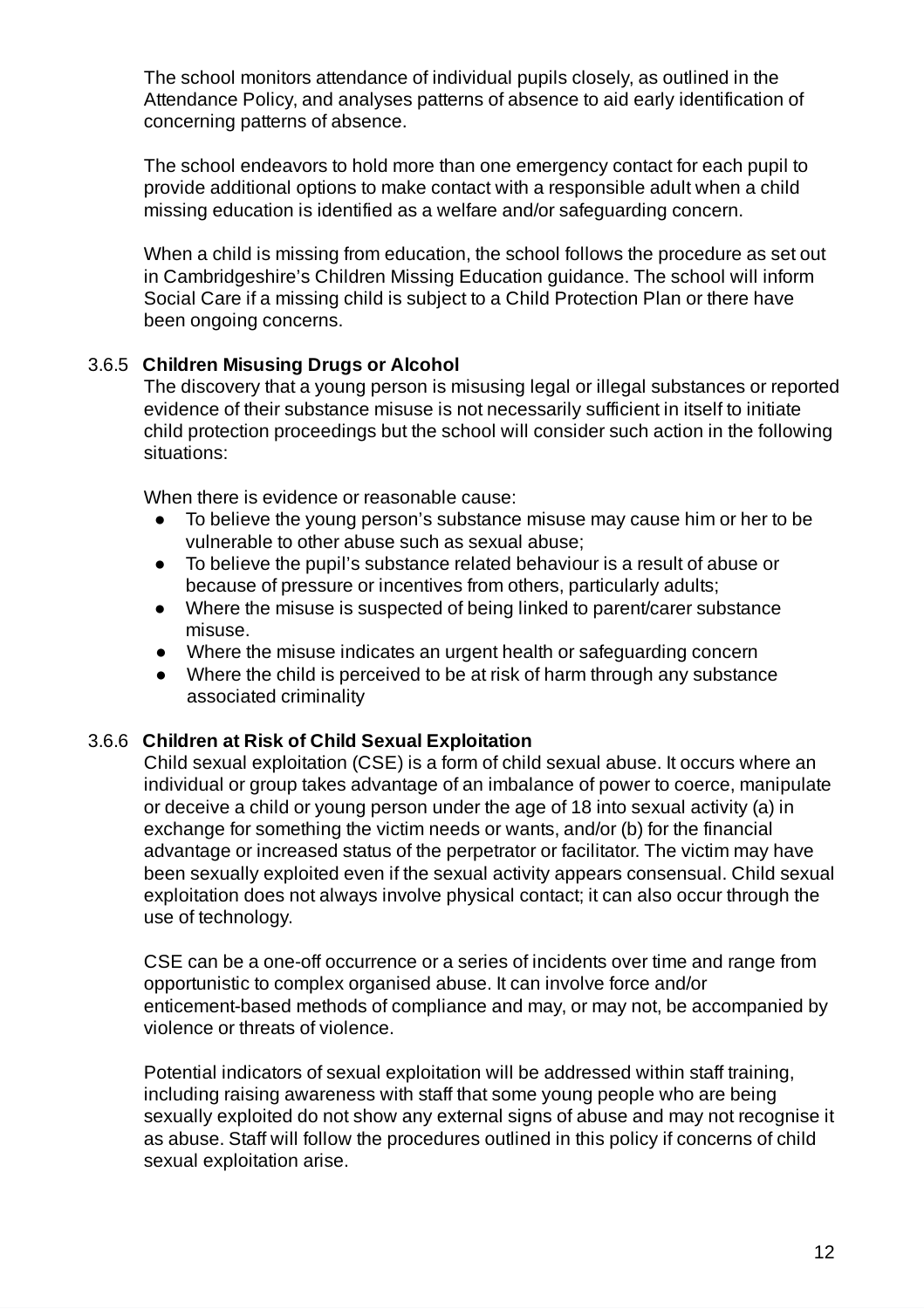The school monitors attendance of individual pupils closely, as outlined in the Attendance Policy, and analyses patterns of absence to aid early identification of concerning patterns of absence.

The school endeavors to hold more than one emergency contact for each pupil to provide additional options to make contact with a responsible adult when a child missing education is identified as a welfare and/or safeguarding concern.

When a child is missing from education, the school follows the procedure as set out in Cambridgeshire's Children Missing Education guidance. The school will inform Social Care if a missing child is subject to a Child Protection Plan or there have been ongoing concerns.

#### 3.6.5 **Children Misusing Drugs or Alcohol**

The discovery that a young person is misusing legal or illegal substances or reported evidence of their substance misuse is not necessarily sufficient in itself to initiate child protection proceedings but the school will consider such action in the following situations:

When there is evidence or reasonable cause:

- To believe the young person's substance misuse may cause him or her to be vulnerable to other abuse such as sexual abuse;
- To believe the pupil's substance related behaviour is a result of abuse or because of pressure or incentives from others, particularly adults;
- Where the misuse is suspected of being linked to parent/carer substance misuse.
- Where the misuse indicates an urgent health or safeguarding concern
- Where the child is perceived to be at risk of harm through any substance associated criminality

#### 3.6.6 **Children at Risk of Child Sexual Exploitation**

Child sexual exploitation (CSE) is a form of child sexual abuse. It occurs where an individual or group takes advantage of an imbalance of power to coerce, manipulate or deceive a child or young person under the age of 18 into sexual activity (a) in exchange for something the victim needs or wants, and/or (b) for the financial advantage or increased status of the perpetrator or facilitator. The victim may have been sexually exploited even if the sexual activity appears consensual. Child sexual exploitation does not always involve physical contact; it can also occur through the use of technology.

CSE can be a one-off occurrence or a series of incidents over time and range from opportunistic to complex organised abuse. It can involve force and/or enticement-based methods of compliance and may, or may not, be accompanied by violence or threats of violence.

Potential indicators of sexual exploitation will be addressed within staff training, including raising awareness with staff that some young people who are being sexually exploited do not show any external signs of abuse and may not recognise it as abuse. Staff will follow the procedures outlined in this policy if concerns of child sexual exploitation arise.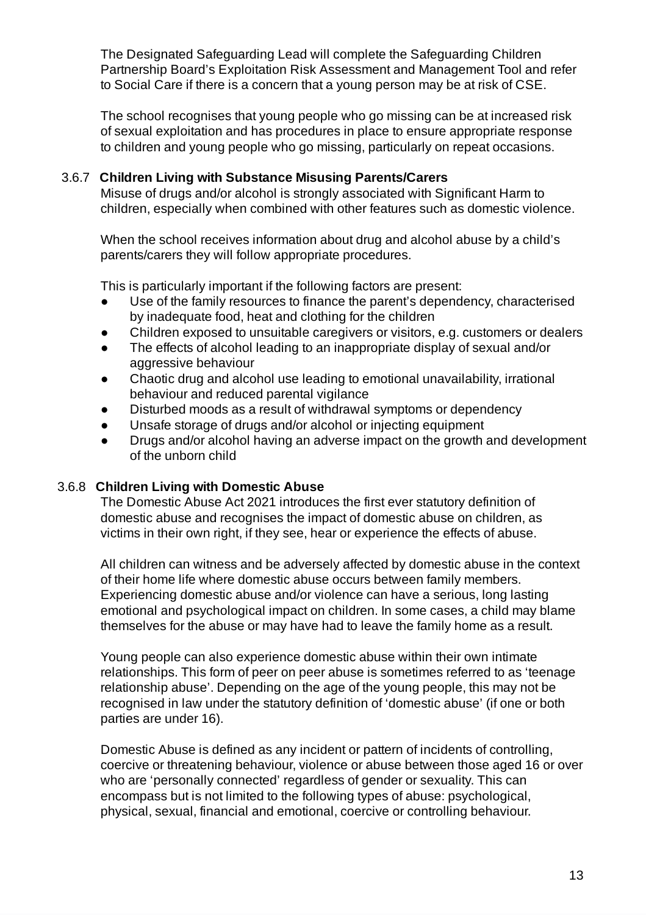The Designated Safeguarding Lead will complete the Safeguarding Children Partnership Board's Exploitation Risk Assessment and Management Tool and refer to Social Care if there is a concern that a young person may be at risk of CSE.

The school recognises that young people who go missing can be at increased risk of sexual exploitation and has procedures in place to ensure appropriate response to children and young people who go missing, particularly on repeat occasions.

#### 3.6.7 Children Living with Substance Misusing Parents/Carers

Misuse of drugs and/or alcohol is strongly associated with Significant Harm to children, especially when combined with other features such as domestic violence.

When the school receives information about drug and alcohol abuse by a child's parents/carers they will follow appropriate procedures.

This is particularly important if the following factors are present:

- Use of the family resources to finance the parent's dependency, characterised by inadequate food, heat and clothing for the children
- Children exposed to unsuitable caregivers or visitors, e.g. customers or dealers
- The effects of alcohol leading to an inappropriate display of sexual and/or aggressive behaviour
- Chaotic drug and alcohol use leading to emotional unavailability, irrational behaviour and reduced parental vigilance
- Disturbed moods as a result of withdrawal symptoms or dependency
- Unsafe storage of drugs and/or alcohol or injecting equipment
- Drugs and/or alcohol having an adverse impact on the growth and development of the unborn child

#### 3.6.8 Children Living with Domestic Abuse

The Domestic Abuse Act 2021 introduces the first ever statutory definition of domestic abuse and recognises the impact of domestic abuse on children, as victims in their own right, if they see, hear or experience the effects of abuse.

All children can witness and be adversely affected by domestic abuse in the context of their home life where domestic abuse occurs between family members. Experiencing domestic abuse and/or violence can have a serious, long lasting emotional and psychological impact on children. In some cases, a child may blame themselves for the abuse or may have had to leave the family home as a result.

Young people can also experience domestic abuse within their own intimate relationships. This form of peer on peer abuse is sometimes referred to as 'teenage relationship abuse'. Depending on the age of the young people, this may not be recognised in law under the statutory definition of 'domestic abuse' (if one or both parties are under 16).

Domestic Abuse is defined as any incident or pattern of incidents of controlling, coercive or threatening behaviour, violence or abuse between those aged 16 or over who are 'personally connected' regardless of gender or sexuality. This can encompass but is not limited to the following types of abuse: psychological, physical, sexual, financial and emotional, coercive or controlling behaviour.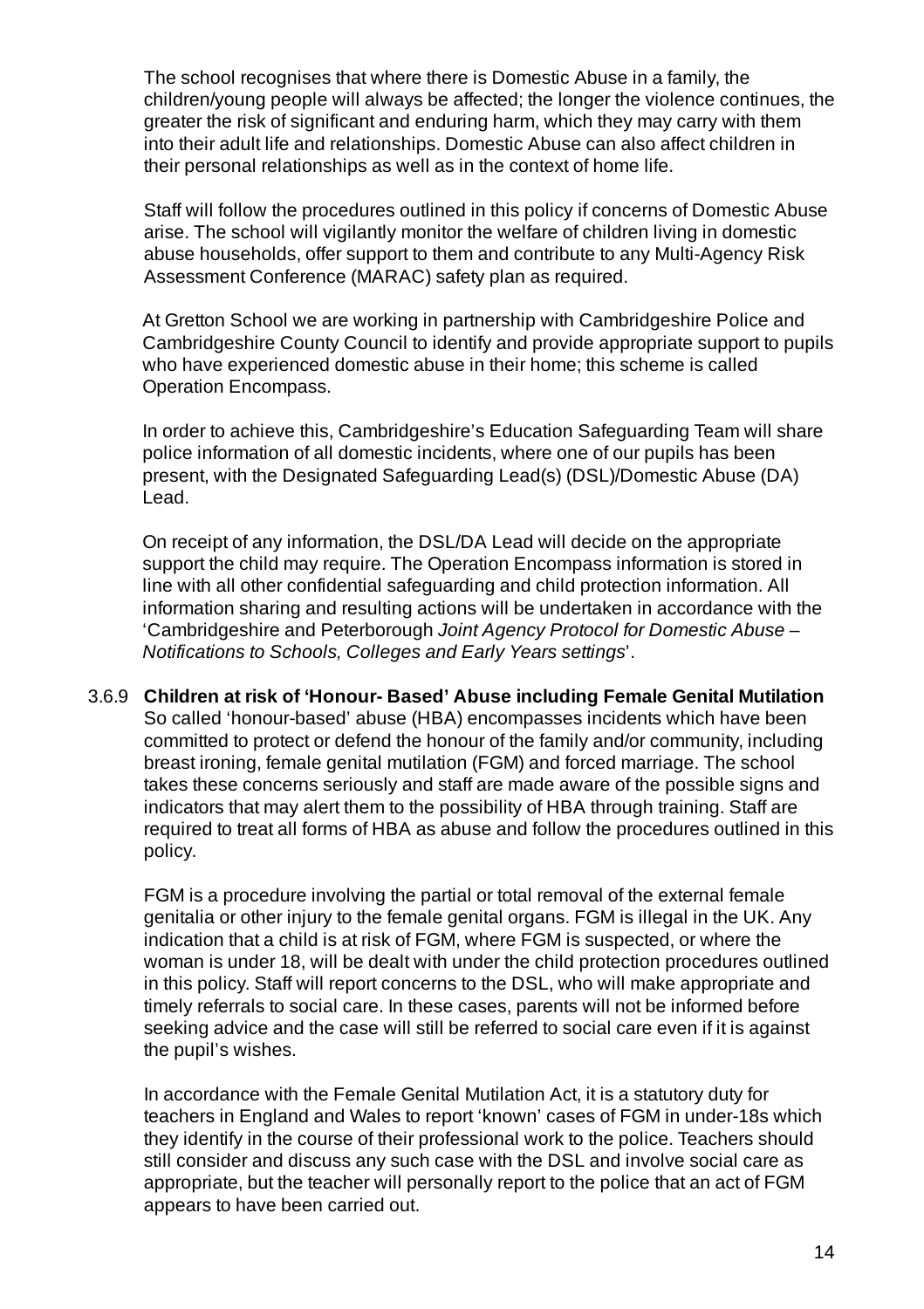The school recognises that where there is Domestic Abuse in a family, the children/young people will always be affected; the longer the violence continues, the greater the risk of significant and enduring harm, which they may carry with them into their adult life and relationships. Domestic Abuse can also affect children in their personal relationships as well as in the context of home life.

Staff will follow the procedures outlined in this policy if concerns of Domestic Abuse arise. The school will vigilantly monitor the welfare of children living in domestic abuse households, offer support to them and contribute to any Multi-Agency Risk Assessment Conference (MARAC) safety plan as required.

At Gretton School we are working in partnership with Cambridgeshire Police and Cambridgeshire County Council to identify and provide appropriate support to pupils who have experienced domestic abuse in their home; this scheme is called Operation Encompass.

In order to achieve this, Cambridgeshire's Education Safeguarding Team will share police information of all domestic incidents, where one of our pupils has been present, with the Designated Safeguarding Lead(s) (DSL)/Domestic Abuse (DA) Lead.

On receipt of any information, the DSL/DA Lead will decide on the appropriate support the child may require. The Operation Encompass information is stored in line with all other confidential safeguarding and child protection information. All information sharing and resulting actions will be undertaken in accordance with the 'Cambridgeshire and Peterborough *Joint Agency Protocol for Domestic Abuse – Notifications to Schools, Colleges and Early Years settings*'.

3.6.9 **Children at risk of 'Honour- Based' Abuse including Female Genital Mutilation**

So called 'honour-based' abuse (HBA) encompasses incidents which have been committed to protect or defend the honour of the family and/or community, including breast ironing, female genital mutilation (FGM) and forced marriage. The school takes these concerns seriously and staff are made aware of the possible signs and indicators that may alert them to the possibility of HBA through training. Staff are required to treat all forms of HBA as abuse and follow the procedures outlined in this policy.

FGM is a procedure involving the partial or total removal of the external female genitalia or other injury to the female genital organs. FGM is illegal in the UK. Any indication that a child is at risk of FGM, where FGM is suspected, or where the woman is under 18, will be dealt with under the child protection procedures outlined in this policy. Staff will report concerns to the DSL, who will make appropriate and timely referrals to social care. In these cases, parents will not be informed before seeking advice and the case will still be referred to social care even if it is against the pupil's wishes.

In accordance with the Female Genital Mutilation Act, it is a statutory duty for teachers in England and Wales to report 'known' cases of FGM in under-18s which they identify in the course of their professional work to the police. Teachers should still consider and discuss any such case with the DSL and involve social care as appropriate, but the teacher will personally report to the police that an act of FGM appears to have been carried out.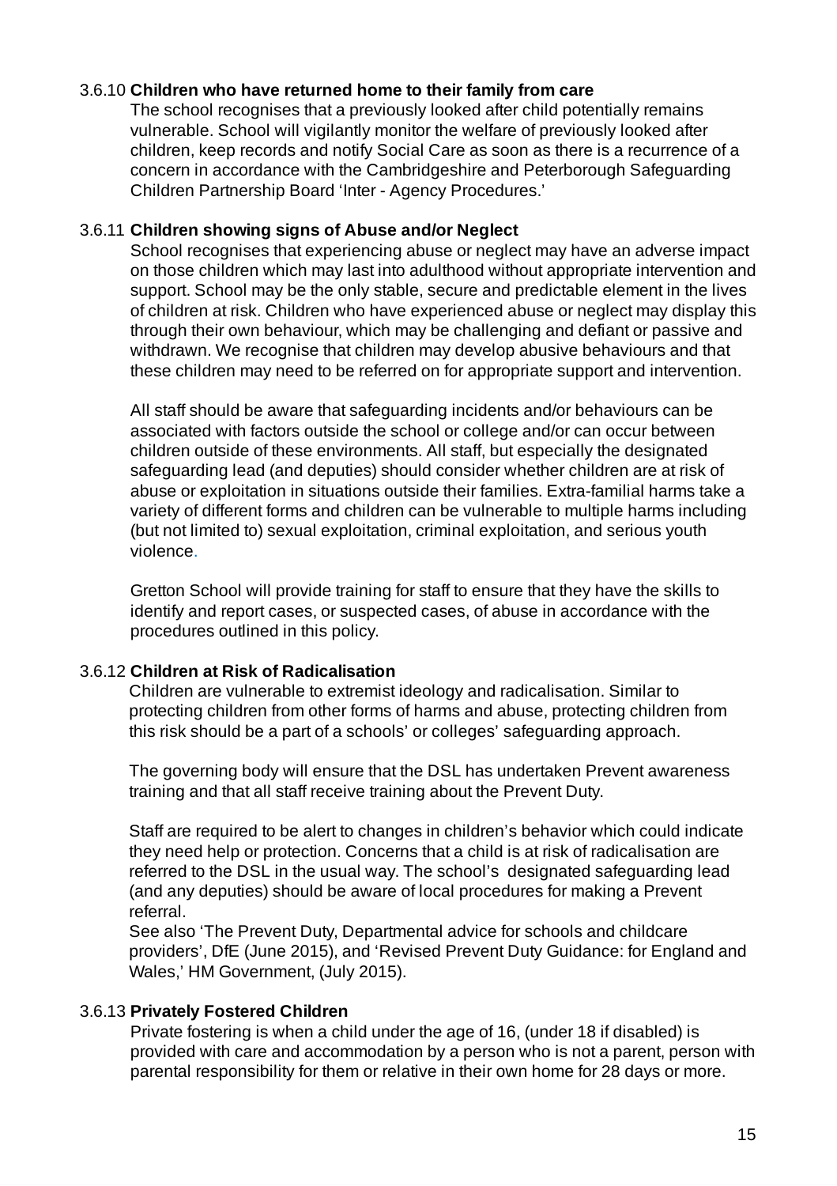#### 3.6.10 **Children who have returned home to their family from care**

The school recognises that a previously looked after child potentially remains vulnerable. School will vigilantly monitor the welfare of previously looked after children, keep records and notify Social Care as soon as there is a recurrence of a concern in accordance with the Cambridgeshire and Peterborough Safeguarding Children Partnership Board 'Inter - Agency Procedures.'

#### 3.6.11 **Children showing signs of Abuse and/or Neglect**

School recognises that experiencing abuse or neglect may have an adverse impact on those children which may last into adulthood without appropriate intervention and support. School may be the only stable, secure and predictable element in the lives of children at risk. Children who have experienced abuse or neglect may display this through their own behaviour, which may be challenging and defiant or passive and withdrawn. We recognise that children may develop abusive behaviours and that these children may need to be referred on for appropriate support and intervention.

All staff should be aware that safeguarding incidents and/or behaviours can be associated with factors outside the school or college and/or can occur between children outside of these environments. All staff, but especially the designated safeguarding lead (and deputies) should consider whether children are at risk of abuse or exploitation in situations outside their families. Extra-familial harms take a variety of different forms and children can be vulnerable to multiple harms including (but not limited to) sexual exploitation, criminal exploitation, and serious youth violence.

Gretton School will provide training for staff to ensure that they have the skills to identify and report cases, or suspected cases, of abuse in accordance with the procedures outlined in this policy.

#### 3.6.12 **Children at Risk of Radicalisation**

Children are vulnerable to extremist ideology and radicalisation. Similar to protecting children from other forms of harms and abuse, protecting children from this risk should be a part of a schools' or colleges' safeguarding approach.

The governing body will ensure that the DSL has undertaken Prevent awareness training and that all staff receive training about the Prevent Duty.

Staff are required to be alert to changes in children's behavior which could indicate they need help or protection. Concerns that a child is at risk of radicalisation are referred to the DSL in the usual way. The school's designated safeguarding lead (and any deputies) should be aware of local procedures for making a Prevent referral.
See also 'The Prevent Duty, Departmental advice for schools and childcare providers', DfE (June 2015), and 'Revised Prevent Duty Guidance: for England and Wales,' HM Government, (July 2015).

#### 3.6.13 **Privately Fostered Children**

Private fostering is when a child under the age of 16, (under 18 if disabled) is provided with care and accommodation by a person who is not a parent, person with parental responsibility for them or relative in their own home for 28 days or more.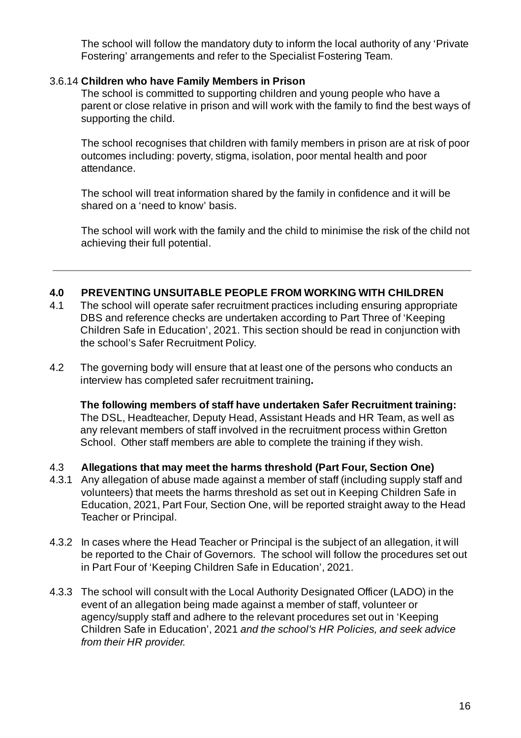The school will follow the mandatory duty to inform the local authority of any 'Private Fostering' arrangements and refer to the Specialist Fostering Team.

3.6.14 **Children who have Family Members in Prison**

The school is committed to supporting children and young people who have a parent or close relative in prison and will work with the family to find the best ways of supporting the child.

The school recognises that children with family members in prison are at risk of poor outcomes including: poverty, stigma, isolation, poor mental health and poor attendance.

The school will treat information shared by the family in confidence and it will be shared on a 'need to know' basis.

The school will work with the family and the child to minimise the risk of the child not achieving their full potential.

---

## 4.0 PREVENTING UNSUITABLE PEOPLE FROM WORKING WITH CHILDREN

4.1 The school will operate safer recruitment practices including ensuring appropriate DBS and reference checks are undertaken according to Part Three of 'Keeping Children Safe in Education', 2021. This section should be read in conjunction with the school's Safer Recruitment Policy.

4.2 The governing body will ensure that at least one of the persons who conducts an interview has completed safer recruitment training**.**

**The following members of staff have undertaken Safer Recruitment training:** The DSL, Headteacher, Deputy Head, Assistant Heads and HR Team, as well as any relevant members of staff involved in the recruitment process within Gretton School. Other staff members are able to complete the training if they wish.

4.3 **Allegations that may meet the harms threshold (Part Four, Section One)**

4.3.1 Any allegation of abuse made against a member of staff (including supply staff and volunteers) that meets the harms threshold as set out in Keeping Children Safe in Education, 2021, Part Four, Section One, will be reported straight away to the Head Teacher or Principal.

4.3.2 In cases where the Head Teacher or Principal is the subject of an allegation, it will be reported to the Chair of Governors. The school will follow the procedures set out in Part Four of 'Keeping Children Safe in Education', 2021.

4.3.3 The school will consult with the Local Authority Designated Officer (LADO) in the event of an allegation being made against a member of staff, volunteer or agency/supply staff and adhere to the relevant procedures set out in 'Keeping Children Safe in Education', 2021 *and the school's HR Policies, and seek advice from their HR provider.*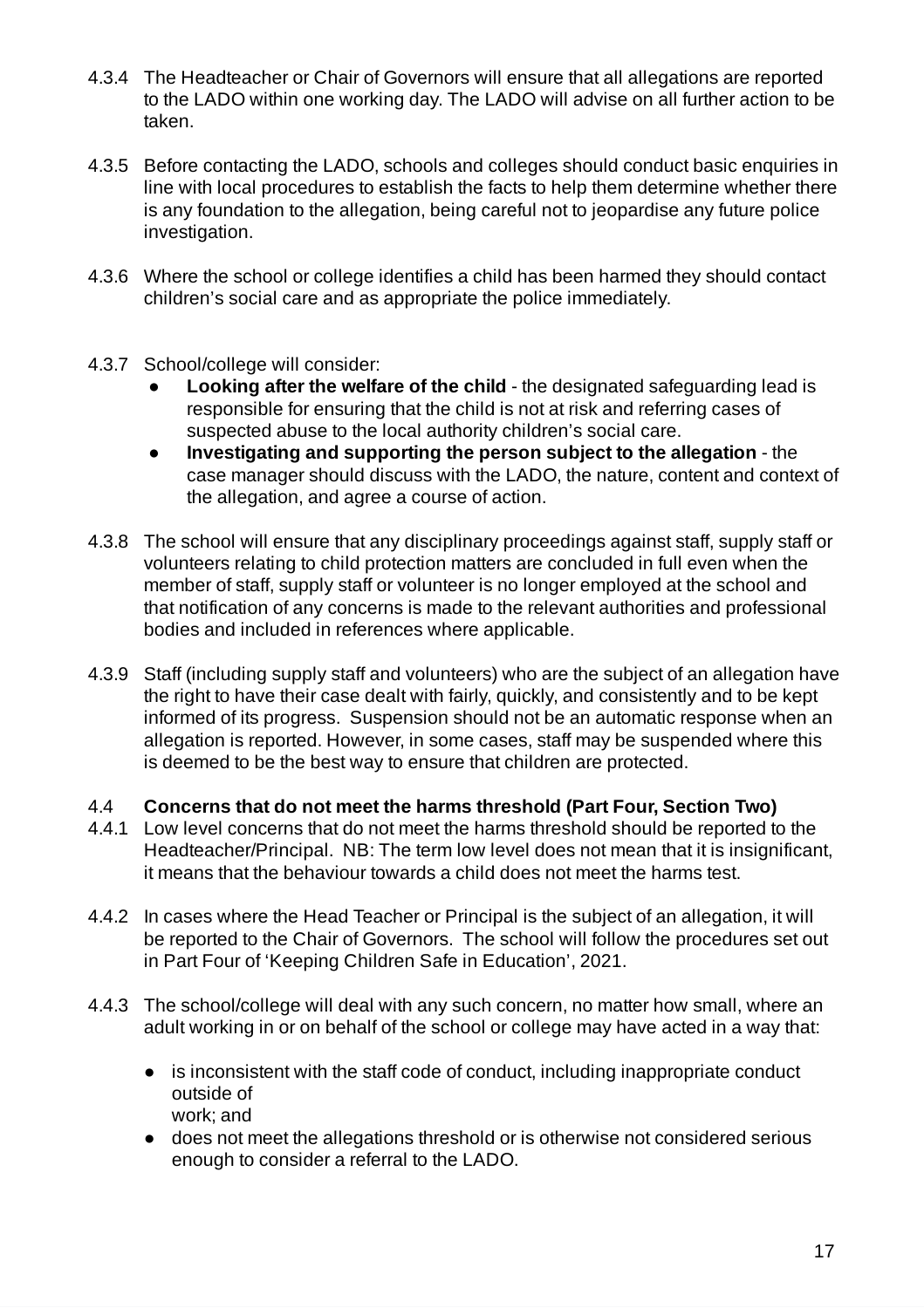4.3.4 The Headteacher or Chair of Governors will ensure that all allegations are reported to the LADO within one working day. The LADO will advise on all further action to be taken.

4.3.5 Before contacting the LADO, schools and colleges should conduct basic enquiries in line with local procedures to establish the facts to help them determine whether there is any foundation to the allegation, being careful not to jeopardise any future police investigation.

4.3.6 Where the school or college identifies a child has been harmed they should contact children's social care and as appropriate the police immediately.

4.3.7 School/college will consider:

- **Looking after the welfare of the child** - the designated safeguarding lead is responsible for ensuring that the child is not at risk and referring cases of suspected abuse to the local authority children's social care.
- **Investigating and supporting the person subject to the allegation** - the case manager should discuss with the LADO, the nature, content and context of the allegation, and agree a course of action.

4.3.8 The school will ensure that any disciplinary proceedings against staff, supply staff or volunteers relating to child protection matters are concluded in full even when the member of staff, supply staff or volunteer is no longer employed at the school and that notification of any concerns is made to the relevant authorities and professional bodies and included in references where applicable.

4.3.9 Staff (including supply staff and volunteers) who are the subject of an allegation have the right to have their case dealt with fairly, quickly, and consistently and to be kept informed of its progress. Suspension should not be an automatic response when an allegation is reported. However, in some cases, staff may be suspended where this is deemed to be the best way to ensure that children are protected.

### 4.4 Concerns that do not meet the harms threshold (Part Four, Section Two)

4.4.1 Low level concerns that do not meet the harms threshold should be reported to the Headteacher/Principal. NB: The term low level does not mean that it is insignificant, it means that the behaviour towards a child does not meet the harms test.

4.4.2 In cases where the Head Teacher or Principal is the subject of an allegation, it will be reported to the Chair of Governors. The school will follow the procedures set out in Part Four of 'Keeping Children Safe in Education', 2021.

4.4.3 The school/college will deal with any such concern, no matter how small, where an adult working in or on behalf of the school or college may have acted in a way that:

- is inconsistent with the staff code of conduct, including inappropriate conduct outside of work; and
- does not meet the allegations threshold or is otherwise not considered serious enough to consider a referral to the LADO.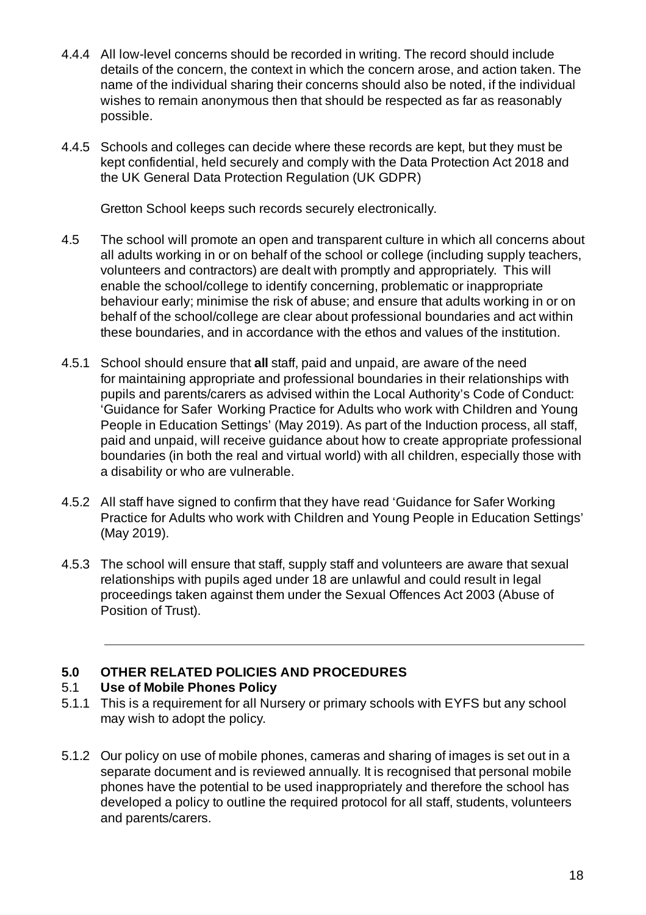4.4.4 All low-level concerns should be recorded in writing. The record should include details of the concern, the context in which the concern arose, and action taken. The name of the individual sharing their concerns should also be noted, if the individual wishes to remain anonymous then that should be respected as far as reasonably possible.

4.4.5 Schools and colleges can decide where these records are kept, but they must be kept confidential, held securely and comply with the Data Protection Act 2018 and the UK General Data Protection Regulation (UK GDPR)

Gretton School keeps such records securely electronically.

4.5 The school will promote an open and transparent culture in which all concerns about all adults working in or on behalf of the school or college (including supply teachers, volunteers and contractors) are dealt with promptly and appropriately. This will enable the school/college to identify concerning, problematic or inappropriate behaviour early; minimise the risk of abuse; and ensure that adults working in or on behalf of the school/college are clear about professional boundaries and act within these boundaries, and in accordance with the ethos and values of the institution.

4.5.1 School should ensure that **all** staff, paid and unpaid, are aware of the need for maintaining appropriate and professional boundaries in their relationships with pupils and parents/carers as advised within the Local Authority's Code of Conduct: 'Guidance for Safer Working Practice for Adults who work with Children and Young People in Education Settings' (May 2019). As part of the Induction process, all staff, paid and unpaid, will receive guidance about how to create appropriate professional boundaries (in both the real and virtual world) with all children, especially those with a disability or who are vulnerable.

4.5.2 All staff have signed to confirm that they have read 'Guidance for Safer Working Practice for Adults who work with Children and Young People in Education Settings' (May 2019).

4.5.3 The school will ensure that staff, supply staff and volunteers are aware that sexual relationships with pupils aged under 18 are unlawful and could result in legal proceedings taken against them under the Sexual Offences Act 2003 (Abuse of Position of Trust).

---

## 5.0 OTHER RELATED POLICIES AND PROCEDURES

### 5.1 Use of Mobile Phones Policy

5.1.1 This is a requirement for all Nursery or primary schools with EYFS but any school may wish to adopt the policy.

5.1.2 Our policy on use of mobile phones, cameras and sharing of images is set out in a separate document and is reviewed annually. It is recognised that personal mobile phones have the potential to be used inappropriately and therefore the school has developed a policy to outline the required protocol for all staff, students, volunteers and parents/carers.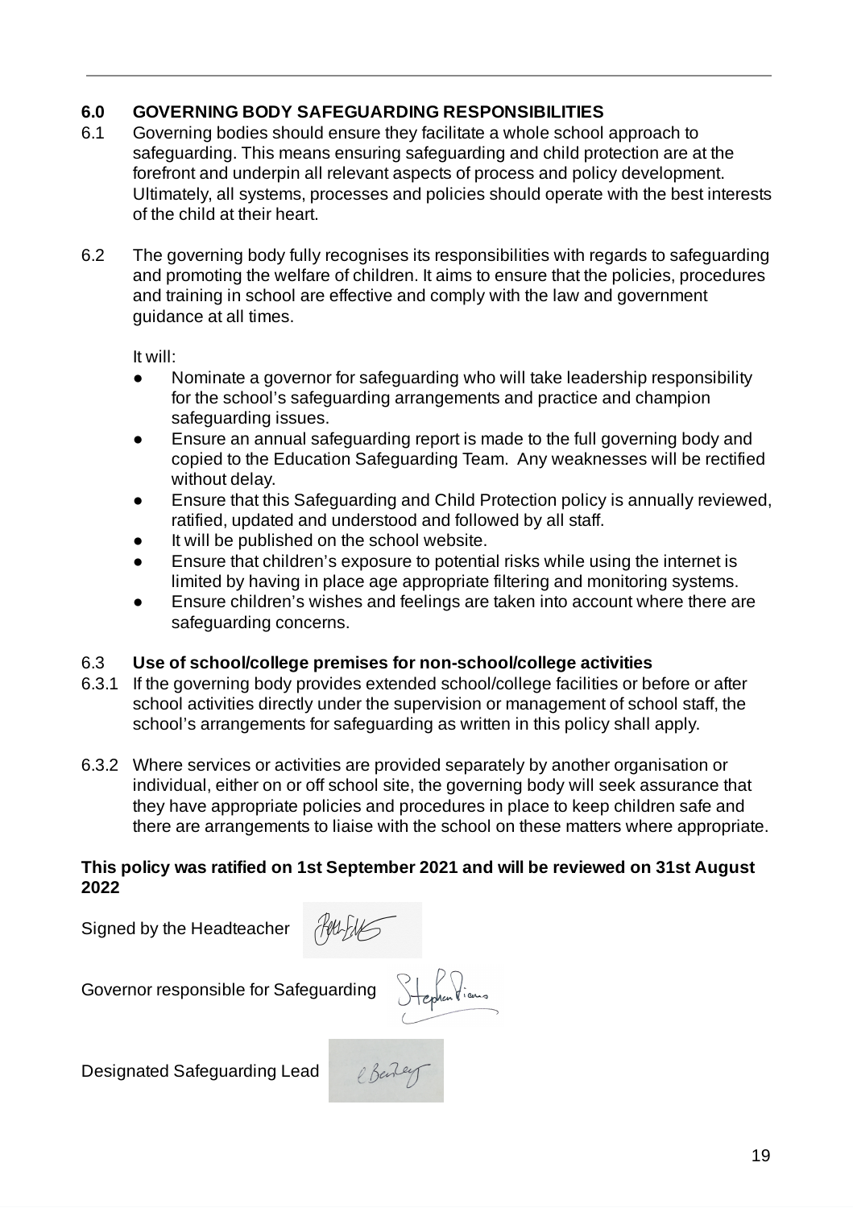## 6.0 GOVERNING BODY SAFEGUARDING RESPONSIBILITIES

6.1 Governing bodies should ensure they facilitate a whole school approach to safeguarding. This means ensuring safeguarding and child protection are at the forefront and underpin all relevant aspects of process and policy development. Ultimately, all systems, processes and policies should operate with the best interests of the child at their heart.

6.2 The governing body fully recognises its responsibilities with regards to safeguarding and promoting the welfare of children. It aims to ensure that the policies, procedures and training in school are effective and comply with the law and government guidance at all times.

It will:

- Nominate a governor for safeguarding who will take leadership responsibility for the school's safeguarding arrangements and practice and champion safeguarding issues.
- Ensure an annual safeguarding report is made to the full governing body and copied to the Education Safeguarding Team. Any weaknesses will be rectified without delay.
- Ensure that this Safeguarding and Child Protection policy is annually reviewed, ratified, updated and understood and followed by all staff.
- It will be published on the school website.
- Ensure that children's exposure to potential risks while using the internet is limited by having in place age appropriate filtering and monitoring systems.
- Ensure children's wishes and feelings are taken into account where there are safeguarding concerns.

### 6.3 Use of school/college premises for non-school/college activities

6.3.1 If the governing body provides extended school/college facilities or before or after school activities directly under the supervision or management of school staff, the school's arrangements for safeguarding as written in this policy shall apply.

6.3.2 Where services or activities are provided separately by another organisation or individual, either on or off school site, the governing body will seek assurance that they have appropriate policies and procedures in place to keep children safe and there are arrangements to liaise with the school on these matters where appropriate.

**This policy was ratified on 1st September 2021 and will be reviewed on 31st August 2022**

Signed by the Headteacher

Governor responsible for Safeguarding

Designated Safeguarding Lead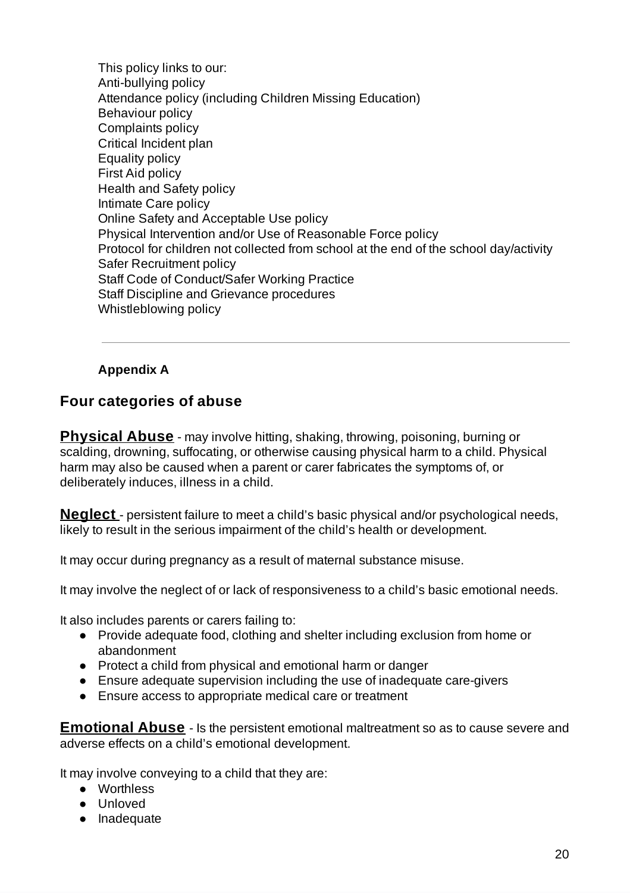This policy links to our:
Anti-bullying policy
Attendance policy (including Children Missing Education)
Behaviour policy
Complaints policy
Critical Incident plan
Equality policy
First Aid policy
Health and Safety policy
Intimate Care policy
Online Safety and Acceptable Use policy
Physical Intervention and/or Use of Reasonable Force policy
Protocol for children not collected from school at the end of the school day/activity
Safer Recruitment policy
Staff Code of Conduct/Safer Working Practice
Staff Discipline and Grievance procedures
Whistleblowing policy

---

**Appendix A**

## Four categories of abuse

**Physical Abuse** - may involve hitting, shaking, throwing, poisoning, burning or scalding, drowning, suffocating, or otherwise causing physical harm to a child. Physical harm may also be caused when a parent or carer fabricates the symptoms of, or deliberately induces, illness in a child.

**Neglect** - persistent failure to meet a child's basic physical and/or psychological needs, likely to result in the serious impairment of the child's health or development.

It may occur during pregnancy as a result of maternal substance misuse.

It may involve the neglect of or lack of responsiveness to a child's basic emotional needs.

It also includes parents or carers failing to:

- Provide adequate food, clothing and shelter including exclusion from home or abandonment
- Protect a child from physical and emotional harm or danger
- Ensure adequate supervision including the use of inadequate care-givers
- Ensure access to appropriate medical care or treatment

**Emotional Abuse** - Is the persistent emotional maltreatment so as to cause severe and adverse effects on a child's emotional development.

It may involve conveying to a child that they are:

- Worthless
- Unloved
- Inadequate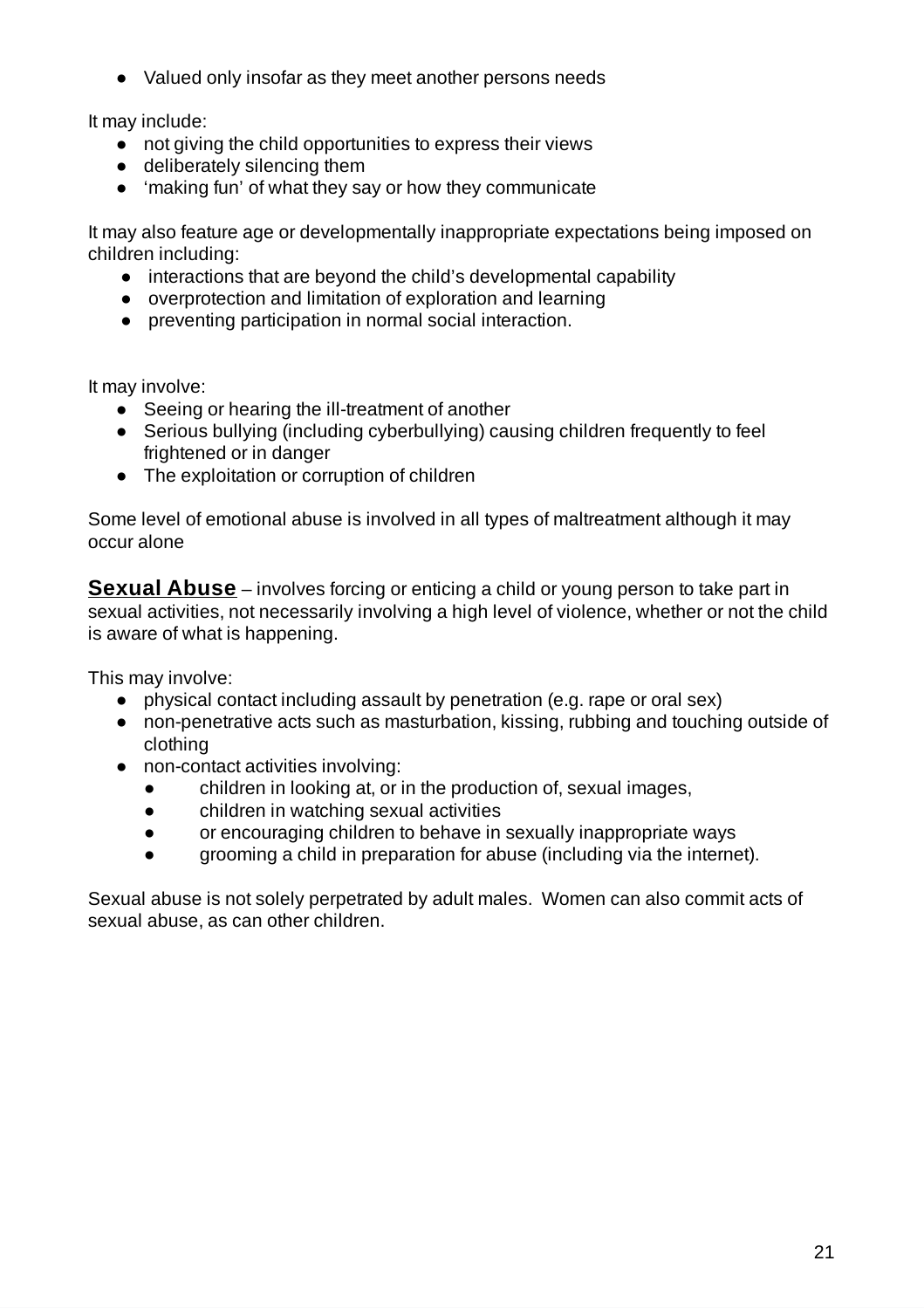- Valued only insofar as they meet another persons needs

It may include:

- not giving the child opportunities to express their views
- deliberately silencing them
- 'making fun' of what they say or how they communicate

It may also feature age or developmentally inappropriate expectations being imposed on children including:

- interactions that are beyond the child's developmental capability
- overprotection and limitation of exploration and learning
- preventing participation in normal social interaction.

It may involve:

- Seeing or hearing the ill-treatment of another
- Serious bullying (including cyberbullying) causing children frequently to feel frightened or in danger
- The exploitation or corruption of children

Some level of emotional abuse is involved in all types of maltreatment although it may occur alone

**Sexual Abuse** – involves forcing or enticing a child or young person to take part in sexual activities, not necessarily involving a high level of violence, whether or not the child is aware of what is happening.

This may involve:

- physical contact including assault by penetration (e.g. rape or oral sex)
- non-penetrative acts such as masturbation, kissing, rubbing and touching outside of clothing
- non-contact activities involving:
  - children in looking at, or in the production of, sexual images,
  - children in watching sexual activities
  - or encouraging children to behave in sexually inappropriate ways
  - grooming a child in preparation for abuse (including via the internet).

Sexual abuse is not solely perpetrated by adult males. Women can also commit acts of sexual abuse, as can other children.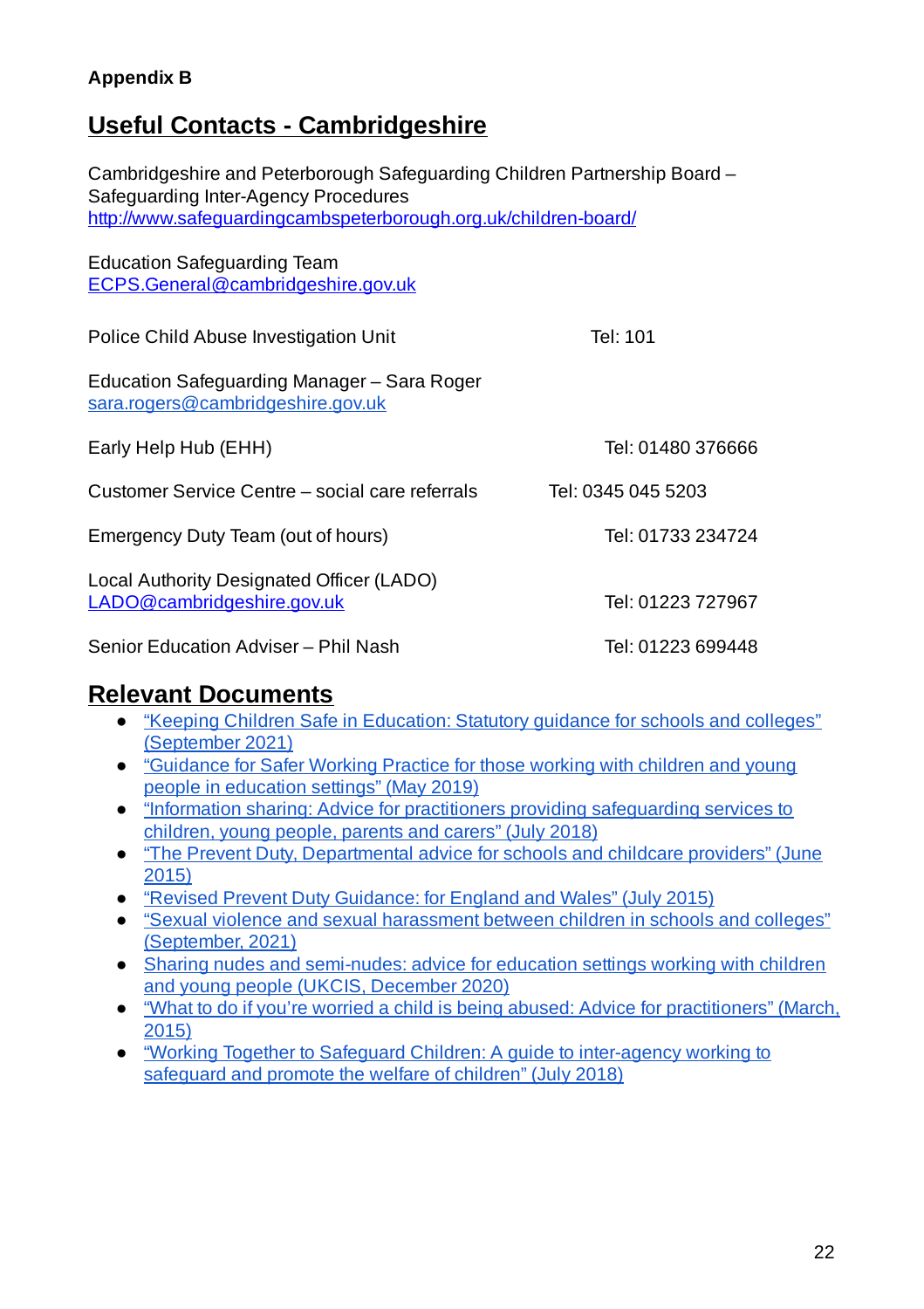**Appendix B**

## Useful Contacts - Cambridgeshire

Cambridgeshire and Peterborough Safeguarding Children Partnership Board – Safeguarding Inter-Agency Procedures
[http://www.safeguardingcambspeterborough.org.uk/children-board/](http://www.safeguardingcambspeterborough.org.uk/children-board/)

Education Safeguarding Team
[ECPS.General@cambridgeshire.gov.uk](mailto:ECPS.General@cambridgeshire.gov.uk)

| | |
|---|---|
| Police Child Abuse Investigation Unit | Tel: 101 |
| Education Safeguarding Manager – Sara Roger<br>[sara.rogers@cambridgeshire.gov.uk](mailto:sara.rogers@cambridgeshire.gov.uk) | |
| Early Help Hub (EHH) | Tel: 01480 376666 |
| Customer Service Centre – social care referrals | Tel: 0345 045 5203 |
| Emergency Duty Team (out of hours) | Tel: 01733 234724 |
| Local Authority Designated Officer (LADO)<br>[LADO@cambridgeshire.gov.uk](mailto:LADO@cambridgeshire.gov.uk) | Tel: 01223 727967 |
| Senior Education Adviser – Phil Nash | Tel: 01223 699448 |

## Relevant Documents

- "Keeping Children Safe in Education: Statutory guidance for schools and colleges" (September 2021)
- "Guidance for Safer Working Practice for those working with children and young people in education settings" (May 2019)
- "Information sharing: Advice for practitioners providing safeguarding services to children, young people, parents and carers" (July 2018)
- "The Prevent Duty, Departmental advice for schools and childcare providers" (June 2015)
- "Revised Prevent Duty Guidance: for England and Wales" (July 2015)
- "Sexual violence and sexual harassment between children in schools and colleges" (September, 2021)
- Sharing nudes and semi-nudes: advice for education settings working with children and young people (UKCIS, December 2020)
- "What to do if you're worried a child is being abused: Advice for practitioners" (March, 2015)
- "Working Together to Safeguard Children: A guide to inter-agency working to safeguard and promote the welfare of children" (July 2018)